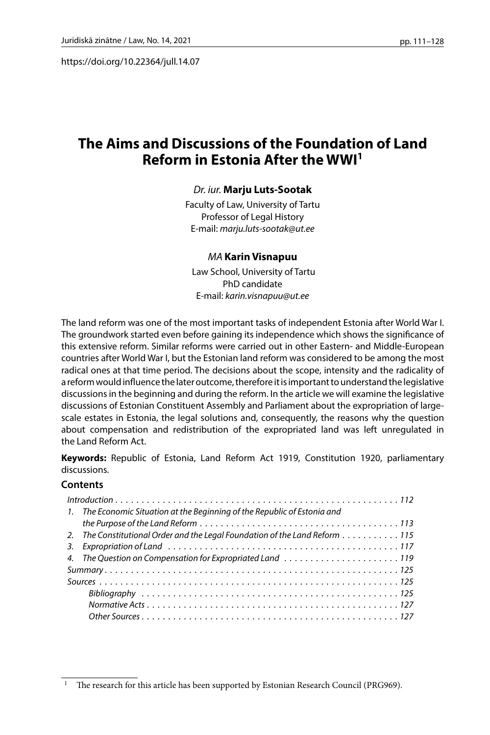https://doi.org/10.22364/jull.14.07

# The Aims and Discussions of the Foundation of Land Reform in Estonia After the WWI[1]

*Dr. iur.* **Marju Luts-Sootak**

Faculty of Law, University of Tartu
Professor of Legal History
E-mail: *marju.luts-sootak@ut.ee*

*MA* **Karin Visnapuu**

Law School, University of Tartu
PhD candidate
E-mail: *karin.visnapuu@ut.ee*

The land reform was one of the most important tasks of independent Estonia after World War I. The groundwork started even before gaining its independence which shows the significance of this extensive reform. Similar reforms were carried out in other Eastern- and Middle-European countries after World War I, but the Estonian land reform was considered to be among the most radical ones at that time period. The decisions about the scope, intensity and the radicality of a reform would influence the later outcome, therefore it is important to understand the legislative discussions in the beginning and during the reform. In the article we will examine the legislative discussions of Estonian Constituent Assembly and Parliament about the expropriation of large-scale estates in Estonia, the legal solutions and, consequently, the reasons why the question about compensation and redistribution of the expropriated land was left unregulated in the Land Reform Act.

**Keywords:** Republic of Estonia, Land Reform Act 1919, Constitution 1920, parliamentary discussions.

**Contents**

*Introduction* . . . . . . . . . . *112*
1. *The Economic Situation at the Beginning of the Republic of Estonia and the Purpose of the Land Reform* . . . . . . . . . . *113*
2. *The Constitutional Order and the Legal Foundation of the Land Reform* . . . . . . . . . . *115*
3. *Expropriation of Land* . . . . . . . . . . *117*
4. *The Question on Compensation for Expropriated Land* . . . . . . . . . . *119*

*Summary* . . . . . . . . . . *125*
*Sources* . . . . . . . . . . *125*
 *Bibliography* . . . . . . . . . . *125*
 *Normative Acts* . . . . . . . . . . *127*
 *Other Sources* . . . . . . . . . . *127*

---

[1] The research for this article has been supported by Estonian Research Council (PRG969).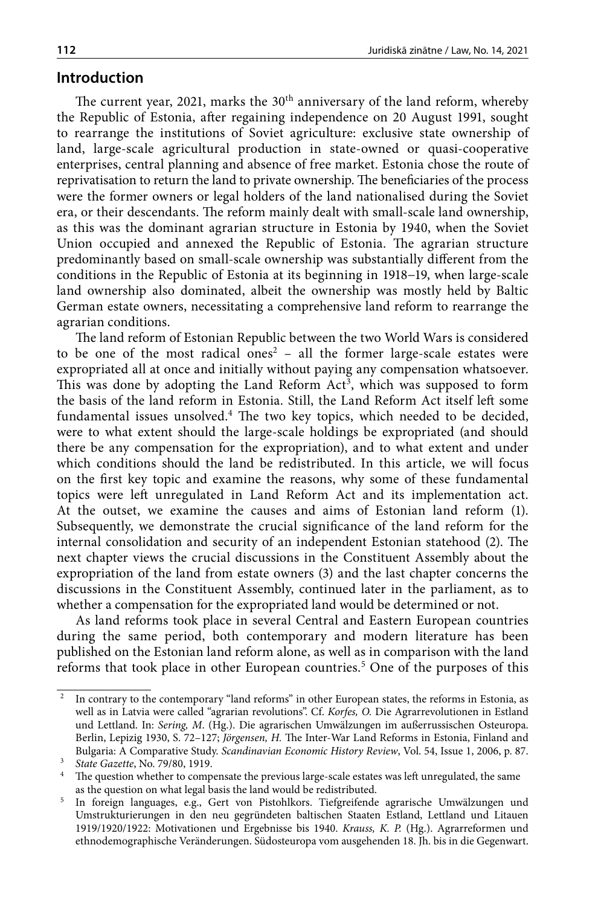## Introduction

The current year, 2021, marks the 30th anniversary of the land reform, whereby the Republic of Estonia, after regaining independence on 20 August 1991, sought to rearrange the institutions of Soviet agriculture: exclusive state ownership of land, large-scale agricultural production in state-owned or quasi-cooperative enterprises, central planning and absence of free market. Estonia chose the route of reprivatisation to return the land to private ownership. The beneficiaries of the process were the former owners or legal holders of the land nationalised during the Soviet era, or their descendants. The reform mainly dealt with small-scale land ownership, as this was the dominant agrarian structure in Estonia by 1940, when the Soviet Union occupied and annexed the Republic of Estonia. The agrarian structure predominantly based on small-scale ownership was substantially different from the conditions in the Republic of Estonia at its beginning in 1918–19, when large-scale land ownership also dominated, albeit the ownership was mostly held by Baltic German estate owners, necessitating a comprehensive land reform to rearrange the agrarian conditions.

The land reform of Estonian Republic between the two World Wars is considered to be one of the most radical ones[2] – all the former large-scale estates were expropriated all at once and initially without paying any compensation whatsoever. This was done by adopting the Land Reform Act[3], which was supposed to form the basis of the land reform in Estonia. Still, the Land Reform Act itself left some fundamental issues unsolved.[4] The two key topics, which needed to be decided, were to what extent should the large-scale holdings be expropriated (and should there be any compensation for the expropriation), and to what extent and under which conditions should the land be redistributed. In this article, we will focus on the first key topic and examine the reasons, why some of these fundamental topics were left unregulated in Land Reform Act and its implementation act. At the outset, we examine the causes and aims of Estonian land reform (1). Subsequently, we demonstrate the crucial significance of the land reform for the internal consolidation and security of an independent Estonian statehood (2). The next chapter views the crucial discussions in the Constituent Assembly about the expropriation of the land from estate owners (3) and the last chapter concerns the discussions in the Constituent Assembly, continued later in the parliament, as to whether a compensation for the expropriated land would be determined or not.

As land reforms took place in several Central and Eastern European countries during the same period, both contemporary and modern literature has been published on the Estonian land reform alone, as well as in comparison with the land reforms that took place in other European countries.[5] One of the purposes of this

---

[2] In contrary to the contemporary "land reforms" in other European states, the reforms in Estonia, as well as in Latvia were called "agrarian revolutions". Cf. *Korfes, O.* Die Agrarrevolutionen in Estland und Lettland. In: *Sering, M*. (Hg.). Die agrarischen Umwälzungen im außerrussischen Osteuropa. Berlin, Lepizig 1930, S. 72–127; *Jörgensen, H.* The Inter-War Land Reforms in Estonia, Finland and Bulgaria: A Comparative Study. *Scandinavian Economic History Review*, Vol. 54, Issue 1, 2006, p. 87.

[3] *State Gazette*, No. 79/80, 1919.

[4] The question whether to compensate the previous large-scale estates was left unregulated, the same as the question on what legal basis the land would be redistributed.

[5] In foreign languages, e.g., Gert von Pistohlkors. Tiefgreifende agrarische Umwälzungen und Umstrukturierungen in den neu gegründeten baltischen Staaten Estland, Lettland und Litauen 1919/1920/1922: Motivationen und Ergebnisse bis 1940. *Krauss, K. P.* (Hg.). Agrarreformen und ethnodemographische Veränderungen. Südosteuropa vom ausgehenden 18. Jh. bis in die Gegenwart.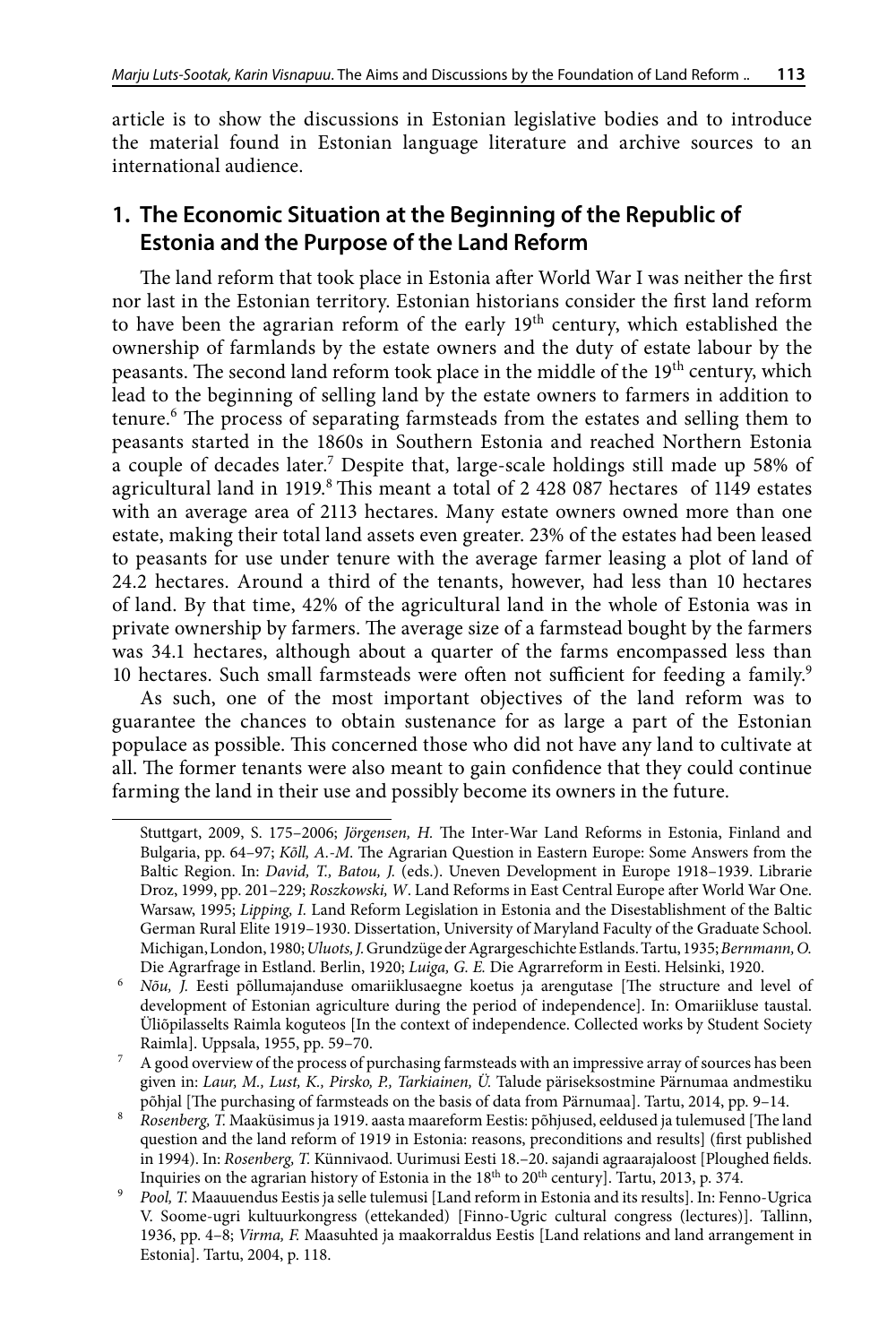article is to show the discussions in Estonian legislative bodies and to introduce the material found in Estonian language literature and archive sources to an international audience.

## 1. The Economic Situation at the Beginning of the Republic of Estonia and the Purpose of the Land Reform

The land reform that took place in Estonia after World War I was neither the first nor last in the Estonian territory. Estonian historians consider the first land reform to have been the agrarian reform of the early 19th century, which established the ownership of farmlands by the estate owners and the duty of estate labour by the peasants. The second land reform took place in the middle of the 19th century, which lead to the beginning of selling land by the estate owners to farmers in addition to tenure.[6] The process of separating farmsteads from the estates and selling them to peasants started in the 1860s in Southern Estonia and reached Northern Estonia a couple of decades later.[7] Despite that, large-scale holdings still made up 58% of agricultural land in 1919.[8] This meant a total of 2 428 087 hectares of 1149 estates with an average area of 2113 hectares. Many estate owners owned more than one estate, making their total land assets even greater. 23% of the estates had been leased to peasants for use under tenure with the average farmer leasing a plot of land of 24.2 hectares. Around a third of the tenants, however, had less than 10 hectares of land. By that time, 42% of the agricultural land in the whole of Estonia was in private ownership by farmers. The average size of a farmstead bought by the farmers was 34.1 hectares, although about a quarter of the farms encompassed less than 10 hectares. Such small farmsteads were often not sufficient for feeding a family.[9]

As such, one of the most important objectives of the land reform was to guarantee the chances to obtain sustenance for as large a part of the Estonian populace as possible. This concerned those who did not have any land to cultivate at all. The former tenants were also meant to gain confidence that they could continue farming the land in their use and possibly become its owners in the future.

---

Stuttgart, 2009, S. 175–2006; *Jörgensen, H.* The Inter-War Land Reforms in Estonia, Finland and Bulgaria, pp. 64–97; *Kõll, A.-M.* The Agrarian Question in Eastern Europe: Some Answers from the Baltic Region. In: *David, T., Batou, J.* (eds.). Uneven Development in Europe 1918–1939. Librarie Droz, 1999, pp. 201–229; *Roszkowski, W*. Land Reforms in East Central Europe after World War One. Warsaw, 1995; *Lipping, I.* Land Reform Legislation in Estonia and the Disestablishment of the Baltic German Rural Elite 1919–1930. Dissertation, University of Maryland Faculty of the Graduate School. Michigan, London, 1980; *Uluots, J.* Grundzüge der Agrargeschichte Estlands. Tartu, 1935; *Bernmann, O.* Die Agrarfrage in Estland. Berlin, 1920; *Luiga, G. E.* Die Agrarreform in Eesti. Helsinki, 1920.

[6] *Nõu, J.* Eesti põllumajanduse omariiklusaegne koetus ja arengutase [The structure and level of development of Estonian agriculture during the period of independence]. In: Omariikluse taustal. Üliõpilasselts Raimla koguteos [In the context of independence. Collected works by Student Society Raimla]. Uppsala, 1955, pp. 59–70.

[7] A good overview of the process of purchasing farmsteads with an impressive array of sources has been given in: *Laur, M., Lust, K., Pirsko, P., Tarkiainen, Ü.* Talude päriseksostmine Pärnumaa andmestiku põhjal [The purchasing of farmsteads on the basis of data from Pärnumaa]. Tartu, 2014, pp. 9–14.

[8] *Rosenberg, T.* Maaküsimus ja 1919. aasta maareform Eestis: põhjused, eeldused ja tulemused [The land question and the land reform of 1919 in Estonia: reasons, preconditions and results] (first published in 1994). In: *Rosenberg, T.* Künnivaod. Uurimusi Eesti 18.–20. sajandi agraarajaloost [Ploughed fields. Inquiries on the agrarian history of Estonia in the 18th to 20th century]. Tartu, 2013, p. 374.

[9] *Pool, T.* Maauuendus Eestis ja selle tulemusi [Land reform in Estonia and its results]. In: Fenno-Ugrica V. Soome-ugri kultuurkongress (ettekanded) [Finno-Ugric cultural congress (lectures)]. Tallinn, 1936, pp. 4–8; *Virma, F.* Maasuhted ja maakorraldus Eestis [Land relations and land arrangement in Estonia]. Tartu, 2004, p. 118.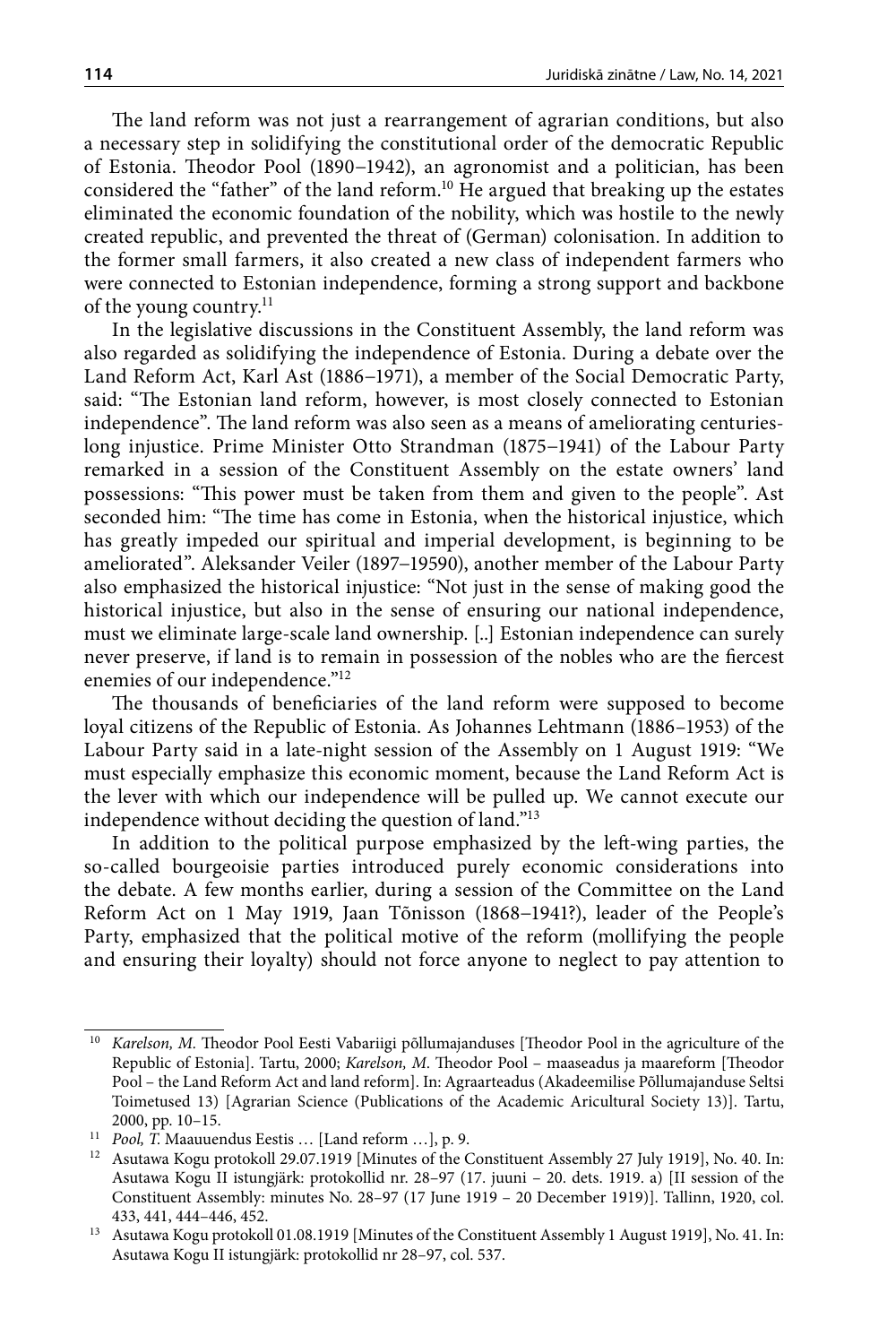The land reform was not just a rearrangement of agrarian conditions, but also a necessary step in solidifying the constitutional order of the democratic Republic of Estonia. Theodor Pool (1890–1942), an agronomist and a politician, has been considered the "father" of the land reform.[10] He argued that breaking up the estates eliminated the economic foundation of the nobility, which was hostile to the newly created republic, and prevented the threat of (German) colonisation. In addition to the former small farmers, it also created a new class of independent farmers who were connected to Estonian independence, forming a strong support and backbone of the young country.[11]

In the legislative discussions in the Constituent Assembly, the land reform was also regarded as solidifying the independence of Estonia. During a debate over the Land Reform Act, Karl Ast (1886–1971), a member of the Social Democratic Party, said: "The Estonian land reform, however, is most closely connected to Estonian independence". The land reform was also seen as a means of ameliorating centuries-long injustice. Prime Minister Otto Strandman (1875–1941) of the Labour Party remarked in a session of the Constituent Assembly on the estate owners' land possessions: "This power must be taken from them and given to the people". Ast seconded him: "The time has come in Estonia, when the historical injustice, which has greatly impeded our spiritual and imperial development, is beginning to be ameliorated". Aleksander Veiler (1897–19590), another member of the Labour Party also emphasized the historical injustice: "Not just in the sense of making good the historical injustice, but also in the sense of ensuring our national independence, must we eliminate large-scale land ownership. [..] Estonian independence can surely never preserve, if land is to remain in possession of the nobles who are the fiercest enemies of our independence."[12]

The thousands of beneficiaries of the land reform were supposed to become loyal citizens of the Republic of Estonia. As Johannes Lehtmann (1886–1953) of the Labour Party said in a late-night session of the Assembly on 1 August 1919: "We must especially emphasize this economic moment, because the Land Reform Act is the lever with which our independence will be pulled up. We cannot execute our independence without deciding the question of land."[13]

In addition to the political purpose emphasized by the left-wing parties, the so-called bourgeoisie parties introduced purely economic considerations into the debate. A few months earlier, during a session of the Committee on the Land Reform Act on 1 May 1919, Jaan Tõnisson (1868–1941?), leader of the People's Party, emphasized that the political motive of the reform (mollifying the people and ensuring their loyalty) should not force anyone to neglect to pay attention to

---

[10] *Karelson, M.* Theodor Pool Eesti Vabariigi põllumajanduses [Theodor Pool in the agriculture of the Republic of Estonia]. Tartu, 2000; *Karelson, M.* Theodor Pool – maaseadus ja maareform [Theodor Pool – the Land Reform Act and land reform]. In: Agraarteadus (Akadeemilise Põllumajanduse Seltsi Toimetused 13) [Agrarian Science (Publications of the Academic Aricultural Society 13)]. Tartu, 2000, pp. 10–15.

[11] *Pool, T.* Maauuendus Eestis … [Land reform …], p. 9.

[12] Asutawa Kogu protokoll 29.07.1919 [Minutes of the Constituent Assembly 27 July 1919], No. 40. In: Asutawa Kogu II istungjärk: protokollid nr. 28–97 (17. juuni – 20. dets. 1919. a) [II session of the Constituent Assembly: minutes No. 28–97 (17 June 1919 – 20 December 1919)]. Tallinn, 1920, col. 433, 441, 444–446, 452.

[13] Asutawa Kogu protokoll 01.08.1919 [Minutes of the Constituent Assembly 1 August 1919], No. 41. In: Asutawa Kogu II istungjärk: protokollid nr 28–97, col. 537.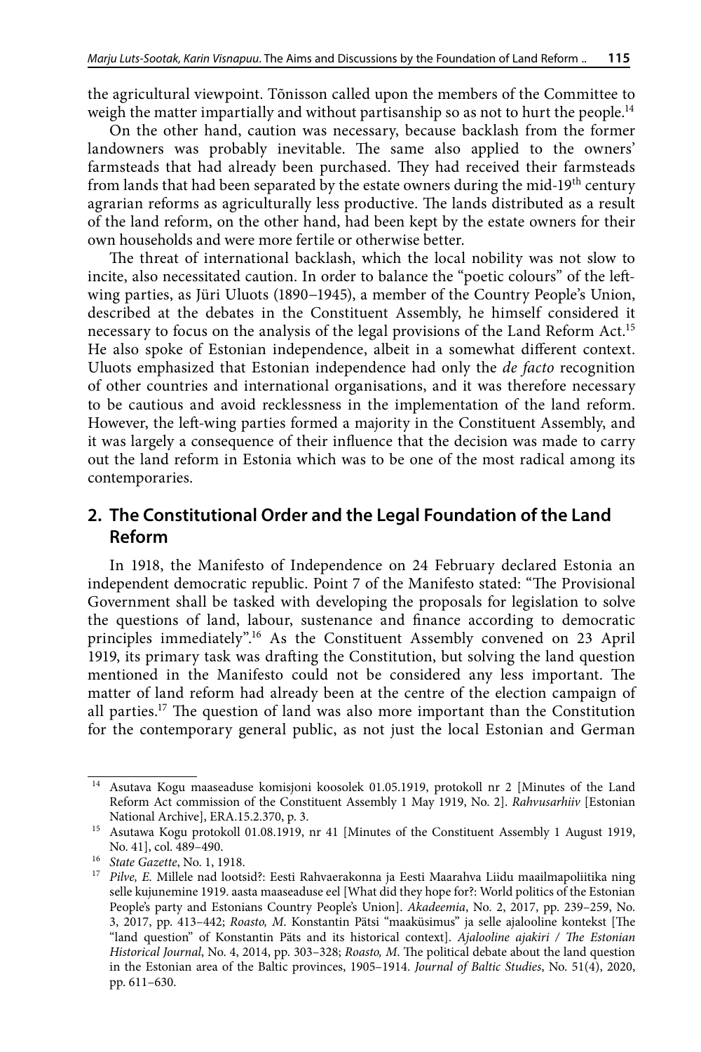the agricultural viewpoint. Tõnisson called upon the members of the Committee to weigh the matter impartially and without partisanship so as not to hurt the people.[14]

On the other hand, caution was necessary, because backlash from the former landowners was probably inevitable. The same also applied to the owners' farmsteads that had already been purchased. They had received their farmsteads from lands that had been separated by the estate owners during the mid-19th century agrarian reforms as agriculturally less productive. The lands distributed as a result of the land reform, on the other hand, had been kept by the estate owners for their own households and were more fertile or otherwise better.

The threat of international backlash, which the local nobility was not slow to incite, also necessitated caution. In order to balance the "poetic colours" of the left-wing parties, as Jüri Uluots (1890–1945), a member of the Country People's Union, described at the debates in the Constituent Assembly, he himself considered it necessary to focus on the analysis of the legal provisions of the Land Reform Act.[15] He also spoke of Estonian independence, albeit in a somewhat different context. Uluots emphasized that Estonian independence had only the *de facto* recognition of other countries and international organisations, and it was therefore necessary to be cautious and avoid recklessness in the implementation of the land reform. However, the left-wing parties formed a majority in the Constituent Assembly, and it was largely a consequence of their influence that the decision was made to carry out the land reform in Estonia which was to be one of the most radical among its contemporaries.

## 2. The Constitutional Order and the Legal Foundation of the Land Reform

In 1918, the Manifesto of Independence on 24 February declared Estonia an independent democratic republic. Point 7 of the Manifesto stated: "The Provisional Government shall be tasked with developing the proposals for legislation to solve the questions of land, labour, sustenance and finance according to democratic principles immediately".[16] As the Constituent Assembly convened on 23 April 1919, its primary task was drafting the Constitution, but solving the land question mentioned in the Manifesto could not be considered any less important. The matter of land reform had already been at the centre of the election campaign of all parties.[17] The question of land was also more important than the Constitution for the contemporary general public, as not just the local Estonian and German

---

[14] Asutava Kogu maaseaduse komisjoni koosolek 01.05.1919, protokoll nr 2 [Minutes of the Land Reform Act commission of the Constituent Assembly 1 May 1919, No. 2]. *Rahvusarhiiv* [Estonian National Archive], ERA.15.2.370, p. 3.

[15] Asutawa Kogu protokoll 01.08.1919, nr 41 [Minutes of the Constituent Assembly 1 August 1919, No. 41], col. 489–490.

[16] *State Gazette*, No. 1, 1918.

[17] *Pilve, E.* Millele nad lootsid?: Eesti Rahvaerakonna ja Eesti Maarahva Liidu maailmapoliitika ning selle kujunemine 1919. aasta maaseaduse eel [What did they hope for?: World politics of the Estonian People's party and Estonians Country People's Union]. *Akadeemia*, No. 2, 2017, pp. 239–259, No. 3, 2017, pp. 413–442; *Roasto, M.* Konstantin Pätsi "maaküsimus" ja selle ajallooline kontekst [The "land question" of Konstantin Päts and its historical context]. *Ajalooline ajakiri / The Estonian Historical Journal*, No. 4, 2014, pp. 303–328; *Roasto, M.* The political debate about the land question in the Estonian area of the Baltic provinces, 1905–1914. *Journal of Baltic Studies*, No. 51(4), 2020, pp. 611–630.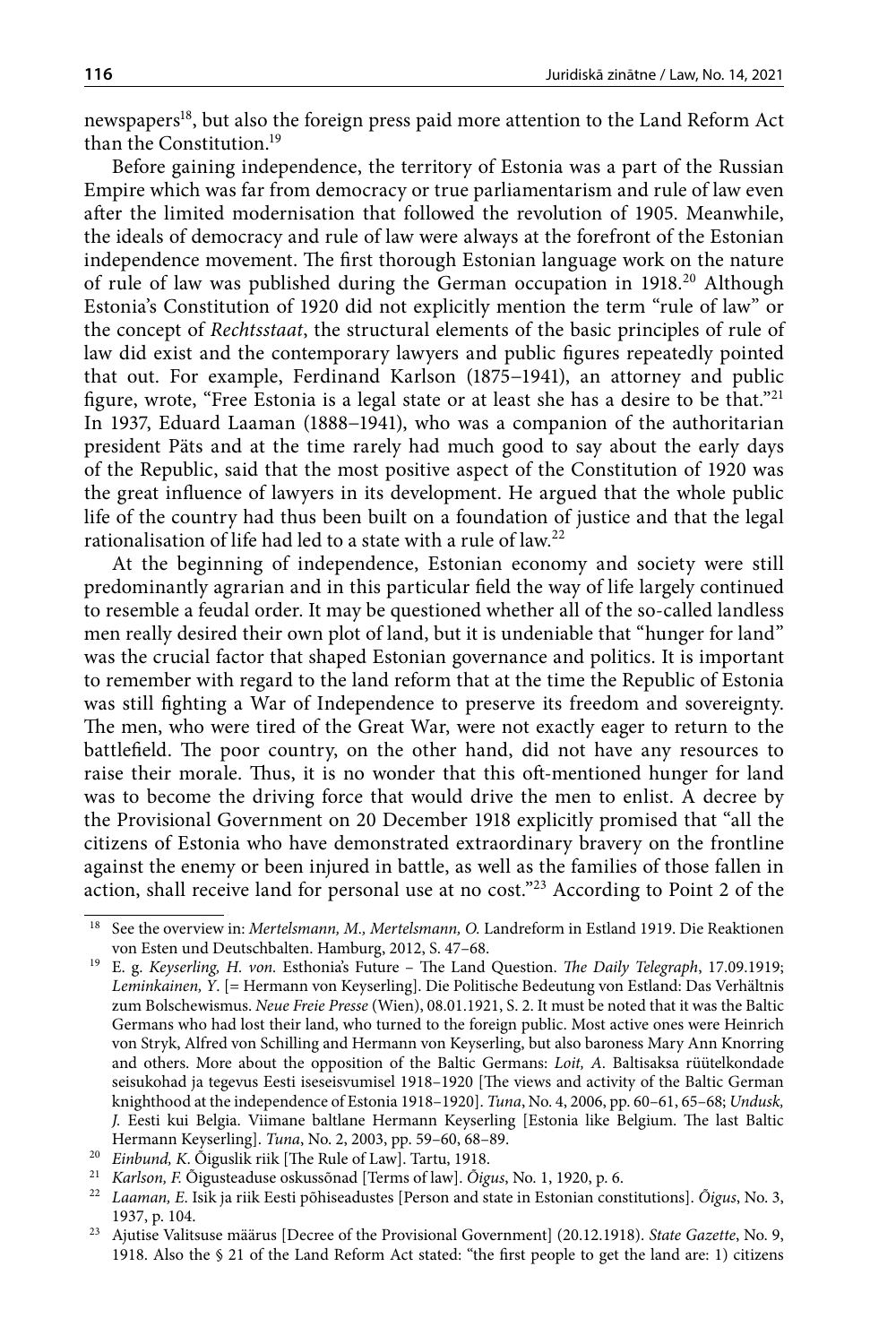newspapers[18], but also the foreign press paid more attention to the Land Reform Act than the Constitution.[19]

Before gaining independence, the territory of Estonia was a part of the Russian Empire which was far from democracy or true parliamentarism and rule of law even after the limited modernisation that followed the revolution of 1905. Meanwhile, the ideals of democracy and rule of law were always at the forefront of the Estonian independence movement. The first thorough Estonian language work on the nature of rule of law was published during the German occupation in 1918.[20] Although Estonia's Constitution of 1920 did not explicitly mention the term "rule of law" or the concept of *Rechtsstaat*, the structural elements of the basic principles of rule of law did exist and the contemporary lawyers and public figures repeatedly pointed that out. For example, Ferdinand Karlson (1875–1941), an attorney and public figure, wrote, "Free Estonia is a legal state or at least she has a desire to be that."[21] In 1937, Eduard Laaman (1888–1941), who was a companion of the authoritarian president Päts and at the time rarely had much good to say about the early days of the Republic, said that the most positive aspect of the Constitution of 1920 was the great influence of lawyers in its development. He argued that the whole public life of the country had thus been built on a foundation of justice and that the legal rationalisation of life had led to a state with a rule of law.[22]

At the beginning of independence, Estonian economy and society were still predominantly agrarian and in this particular field the way of life largely continued to resemble a feudal order. It may be questioned whether all of the so-called landless men really desired their own plot of land, but it is undeniable that "hunger for land" was the crucial factor that shaped Estonian governance and politics. It is important to remember with regard to the land reform that at the time the Republic of Estonia was still fighting a War of Independence to preserve its freedom and sovereignty. The men, who were tired of the Great War, were not exactly eager to return to the battlefield. The poor country, on the other hand, did not have any resources to raise their morale. Thus, it is no wonder that this oft-mentioned hunger for land was to become the driving force that would drive the men to enlist. A decree by the Provisional Government on 20 December 1918 explicitly promised that "all the citizens of Estonia who have demonstrated extraordinary bravery on the frontline against the enemy or been injured in battle, as well as the families of those fallen in action, shall receive land for personal use at no cost."[23] According to Point 2 of the

---

[18] See the overview in: *Mertelsmann, M., Mertelsmann, O.* Landreform in Estland 1919. Die Reaktionen von Esten und Deutschbalten. Hamburg, 2012, S. 47–68.

[19] E. g. *Keyserling, H. von.* Esthonia's Future – The Land Question. *The Daily Telegraph*, 17.09.1919; *Leminkainen, Y*. [= Hermann von Keyserling]. Die Politische Bedeutung von Estland: Das Verhältnis zum Bolschewismus. *Neue Freie Presse* (Wien), 08.01.1921, S. 2. It must be noted that it was the Baltic Germans who had lost their land, who turned to the foreign public. Most active ones were Heinrich von Stryk, Alfred von Schilling and Hermann von Keyserling, but also baroness Mary Ann Knorring and others. More about the opposition of the Baltic Germans: *Loit, A.* Baltisaksa rüütelkondade seisukohad ja tegevus Eesti iseseisvumisel 1918–1920 [The views and activity of the Baltic German knighthood at the independence of Estonia 1918–1920]. *Tuna*, No. 4, 2006, pp. 60–61, 65–68; *Undusk, J.* Eesti kui Belgia. Viimane baltlane Hermann Keyserling [Estonia like Belgium. The last Baltic Hermann Keyserling]. *Tuna*, No. 2, 2003, pp. 59–60, 68–89.

[20] *Einbund, K.* Õiguslik riik [The Rule of Law]. Tartu, 1918.

[21] *Karlson, F.* Õigusteaduse oskussõnad [Terms of law]. *Õigus*, No. 1, 1920, p. 6.

[22] *Laaman, E.* Isik ja riik Eesti põhiseadustes [Person and state in Estonian constitutions]. *Õigus*, No. 3, 1937, p. 104.

[23] Ajutise Valitsuse määrus [Decree of the Provisional Government] (20.12.1918). *State Gazette*, No. 9, 1918. Also the § 21 of the Land Reform Act stated: "the first people to get the land are: 1) citizens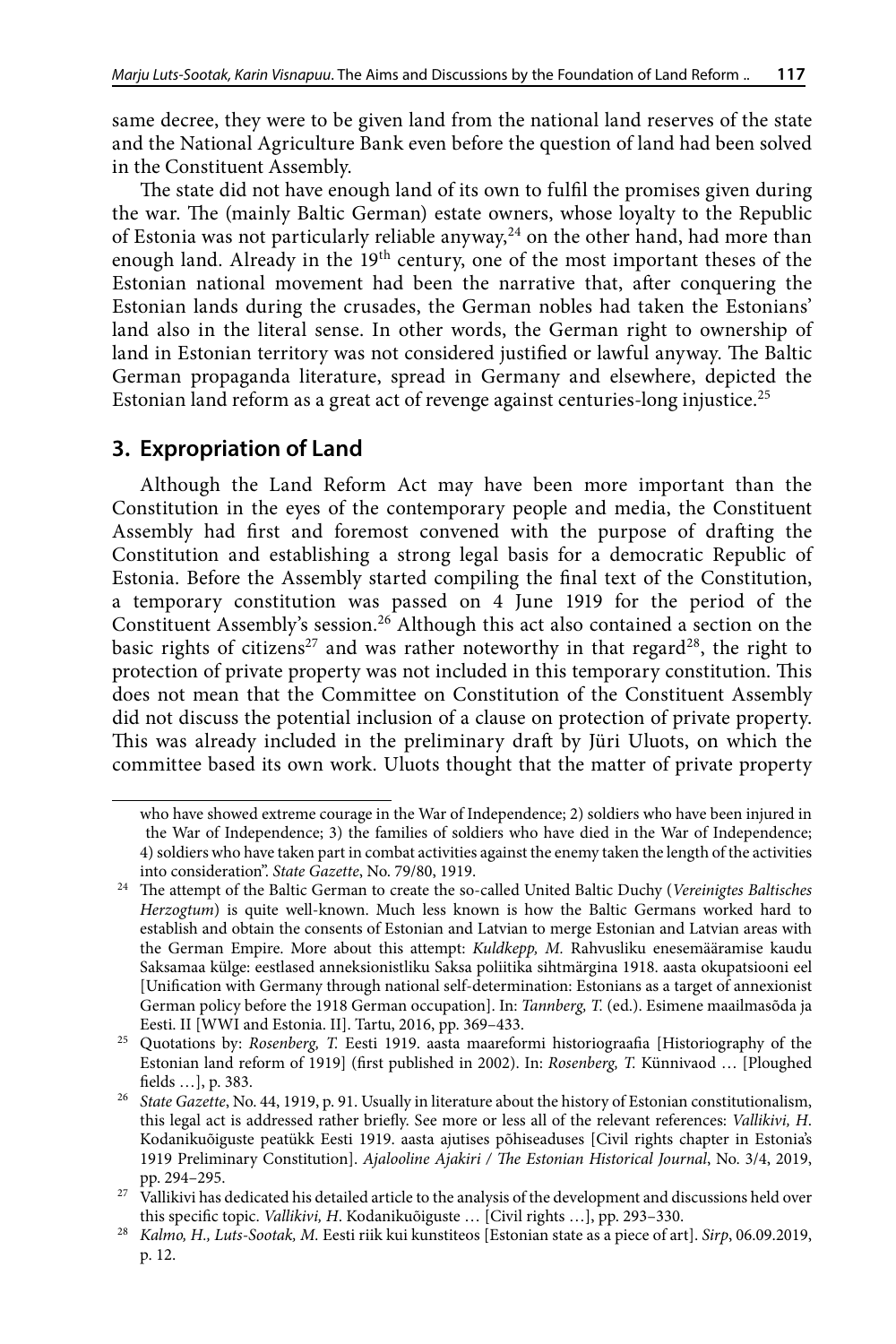same decree, they were to be given land from the national land reserves of the state and the National Agriculture Bank even before the question of land had been solved in the Constituent Assembly.

The state did not have enough land of its own to fulfil the promises given during the war. The (mainly Baltic German) estate owners, whose loyalty to the Republic of Estonia was not particularly reliable anyway,[24] on the other hand, had more than enough land. Already in the 19th century, one of the most important theses of the Estonian national movement had been the narrative that, after conquering the Estonian lands during the crusades, the German nobles had taken the Estonians' land also in the literal sense. In other words, the German right to ownership of land in Estonian territory was not considered justified or lawful anyway. The Baltic German propaganda literature, spread in Germany and elsewhere, depicted the Estonian land reform as a great act of revenge against centuries-long injustice.[25]

## 3. Expropriation of Land

Although the Land Reform Act may have been more important than the Constitution in the eyes of the contemporary people and media, the Constituent Assembly had first and foremost convened with the purpose of drafting the Constitution and establishing a strong legal basis for a democratic Republic of Estonia. Before the Assembly started compiling the final text of the Constitution, a temporary constitution was passed on 4 June 1919 for the period of the Constituent Assembly's session.[26] Although this act also contained a section on the basic rights of citizens[27] and was rather noteworthy in that regard[28], the right to protection of private property was not included in this temporary constitution. This does not mean that the Committee on Constitution of the Constituent Assembly did not discuss the potential inclusion of a clause on protection of private property. This was already included in the preliminary draft by Jüri Uluots, on which the committee based its own work. Uluots thought that the matter of private property

---

who have showed extreme courage in the War of Independence; 2) soldiers who have been injured in the War of Independence; 3) the families of soldiers who have died in the War of Independence; 4) soldiers who have taken part in combat activities against the enemy taken the length of the activities into consideration". *State Gazette*, No. 79/80, 1919.

[24] The attempt of the Baltic German to create the so-called United Baltic Duchy (*Vereinigtes Baltisches Herzogtum*) is quite well-known. Much less known is how the Baltic Germans worked hard to establish and obtain the consents of Estonian and Latvian to merge Estonian and Latvian areas with the German Empire. More about this attempt: *Kuldkepp, M.* Rahvusliku enesemääramise kaudu Saksamaa külge: eestlased anneksionistliku Saksa poliitika sihtmärgina 1918. aasta okupatsiooni eel [Unification with Germany through national self-determination: Estonians as a target of annexionist German policy before the 1918 German occupation]. In: *Tannberg, T.* (ed.). Esimene maailmasõda ja Eesti. II [WWI and Estonia. II]. Tartu, 2016, pp. 369–433.

[25] Quotations by: *Rosenberg, T.* Eesti 1919. aasta maareformi historiograafia [Historiography of the Estonian land reform of 1919] (first published in 2002). In: *Rosenberg, T.* Künnivaod … [Ploughed fields …], p. 383.

[26] *State Gazette*, No. 44, 1919, p. 91. Usually in literature about the history of Estonian constitutionalism, this legal act is addressed rather briefly. See more or less all of the relevant references: *Vallikivi, H.* Kodanikuõiguste peatükk Eesti 1919. aasta ajutises põhiseaduses [Civil rights chapter in Estonia's 1919 Preliminary Constitution]. *Ajalooline Ajakiri / The Estonian Historical Journal*, No. 3/4, 2019, pp. 294–295.

[27] Vallikivi has dedicated his detailed article to the analysis of the development and discussions held over this specific topic. *Vallikivi, H.* Kodanikuõiguste … [Civil rights …], pp. 293–330.

[28] *Kalmo, H., Luts-Sootak, M.* Eesti riik kui kunstiteos [Estonian state as a piece of art]. *Sirp*, 06.09.2019, p. 12.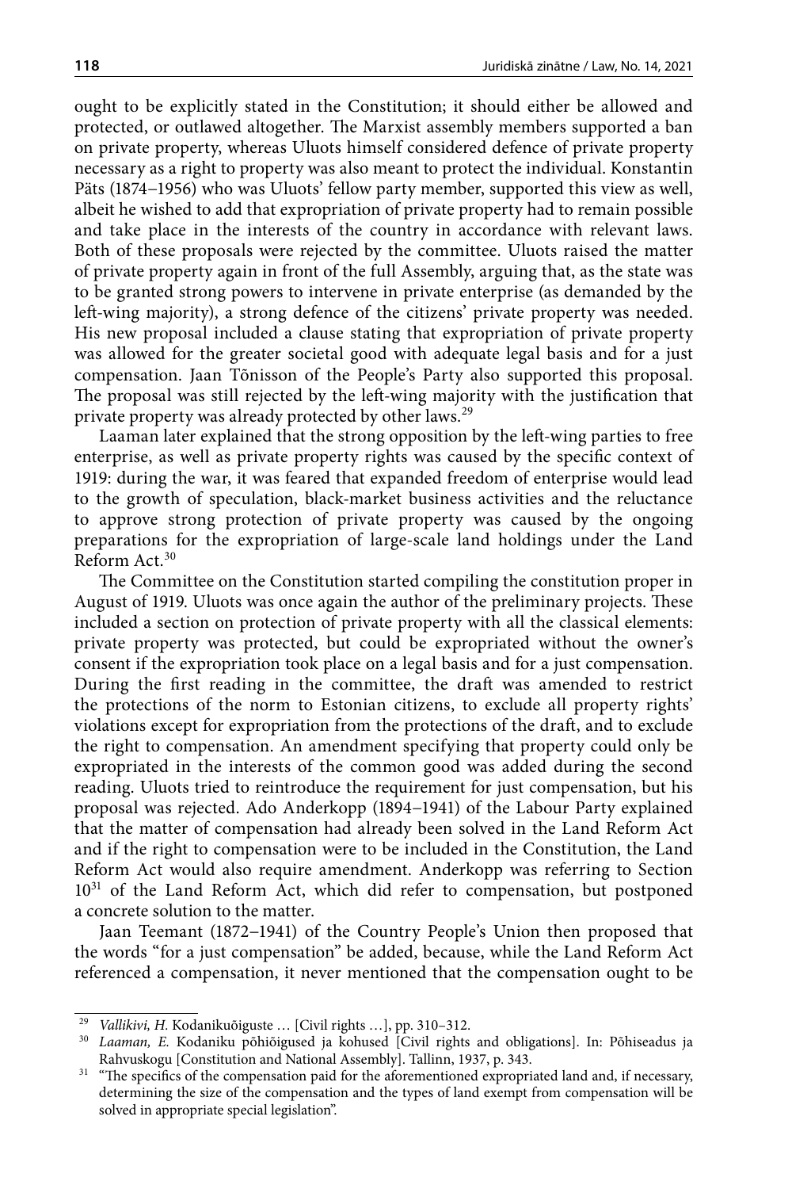ought to be explicitly stated in the Constitution; it should either be allowed and protected, or outlawed altogether. The Marxist assembly members supported a ban on private property, whereas Uluots himself considered defence of private property necessary as a right to property was also meant to protect the individual. Konstantin Päts (1874–1956) who was Uluots' fellow party member, supported this view as well, albeit he wished to add that expropriation of private property had to remain possible and take place in the interests of the country in accordance with relevant laws. Both of these proposals were rejected by the committee. Uluots raised the matter of private property again in front of the full Assembly, arguing that, as the state was to be granted strong powers to intervene in private enterprise (as demanded by the left-wing majority), a strong defence of the citizens' private property was needed. His new proposal included a clause stating that expropriation of private property was allowed for the greater societal good with adequate legal basis and for a just compensation. Jaan Tõnisson of the People's Party also supported this proposal. The proposal was still rejected by the left-wing majority with the justification that private property was already protected by other laws.[29]

Laaman later explained that the strong opposition by the left-wing parties to free enterprise, as well as private property rights was caused by the specific context of 1919: during the war, it was feared that expanded freedom of enterprise would lead to the growth of speculation, black-market business activities and the reluctance to approve strong protection of private property was caused by the ongoing preparations for the expropriation of large-scale land holdings under the Land Reform Act.[30]

The Committee on the Constitution started compiling the constitution proper in August of 1919. Uluots was once again the author of the preliminary projects. These included a section on protection of private property with all the classical elements: private property was protected, but could be expropriated without the owner's consent if the expropriation took place on a legal basis and for a just compensation. During the first reading in the committee, the draft was amended to restrict the protections of the norm to Estonian citizens, to exclude all property rights' violations except for expropriation from the protections of the draft, and to exclude the right to compensation. An amendment specifying that property could only be expropriated in the interests of the common good was added during the second reading. Uluots tried to reintroduce the requirement for just compensation, but his proposal was rejected. Ado Anderkopp (1894–1941) of the Labour Party explained that the matter of compensation had already been solved in the Land Reform Act and if the right to compensation were to be included in the Constitution, the Land Reform Act would also require amendment. Anderkopp was referring to Section 10[31] of the Land Reform Act, which did refer to compensation, but postponed a concrete solution to the matter.

Jaan Teemant (1872–1941) of the Country People's Union then proposed that the words "for a just compensation" be added, because, while the Land Reform Act referenced a compensation, it never mentioned that the compensation ought to be

---

[29] *Vallikivi, H.* Kodanikuõiguste … [Civil rights …], pp. 310–312.

[30] *Laaman, E.* Kodaniku põhiõigused ja kohused [Civil rights and obligations]. In: Põhiseadus ja Rahvuskogu [Constitution and National Assembly]. Tallinn, 1937, p. 343.

[31] "The specifics of the compensation paid for the aforementioned expropriated land and, if necessary, determining the size of the compensation and the types of land exempt from compensation will be solved in appropriate special legislation".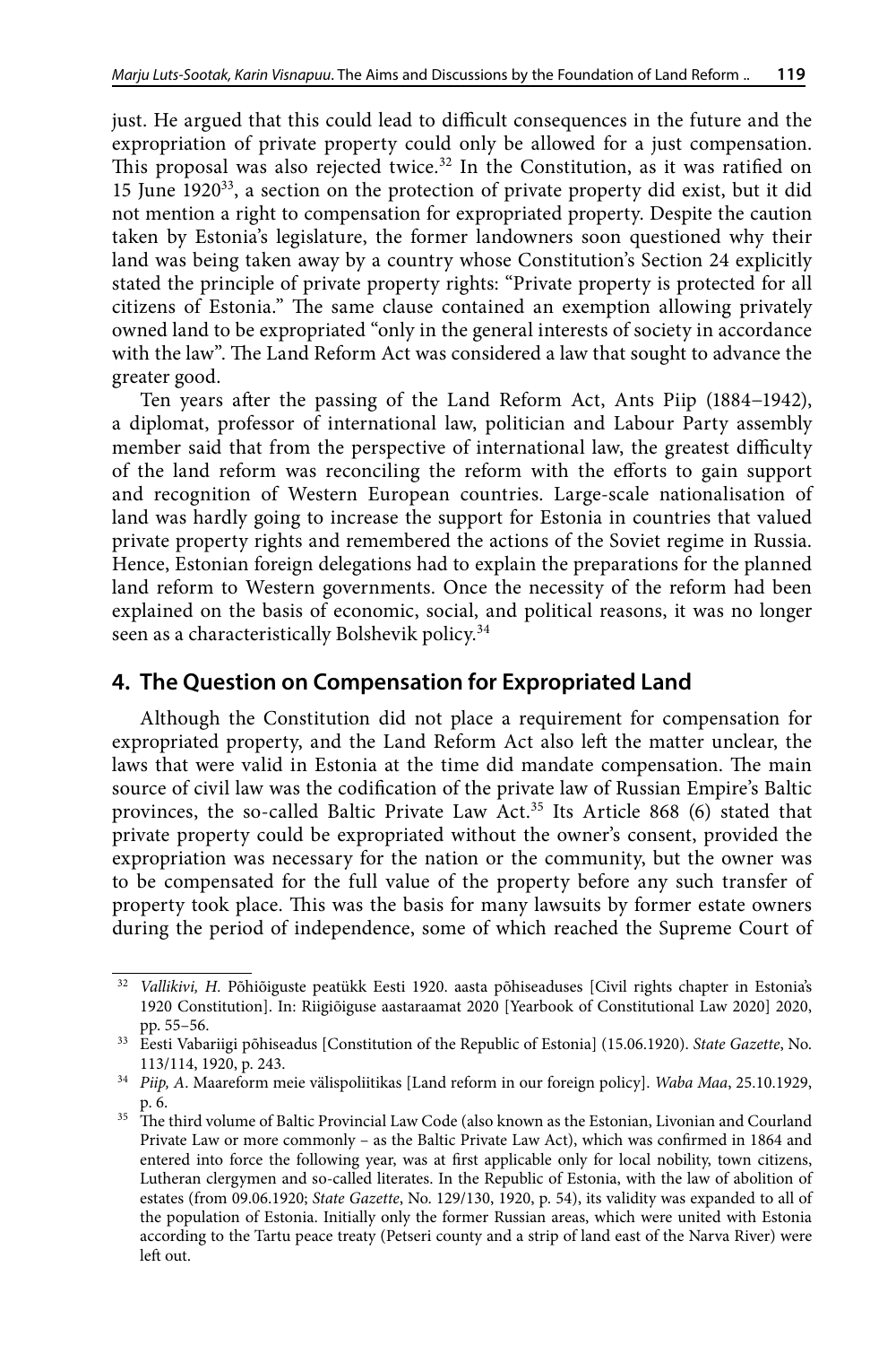just. He argued that this could lead to difficult consequences in the future and the expropriation of private property could only be allowed for a just compensation. This proposal was also rejected twice.[32] In the Constitution, as it was ratified on 15 June 1920[33], a section on the protection of private property did exist, but it did not mention a right to compensation for expropriated property. Despite the caution taken by Estonia's legislature, the former landowners soon questioned why their land was being taken away by a country whose Constitution's Section 24 explicitly stated the principle of private property rights: "Private property is protected for all citizens of Estonia." The same clause contained an exemption allowing privately owned land to be expropriated "only in the general interests of society in accordance with the law". The Land Reform Act was considered a law that sought to advance the greater good.

Ten years after the passing of the Land Reform Act, Ants Piip (1884–1942), a diplomat, professor of international law, politician and Labour Party assembly member said that from the perspective of international law, the greatest difficulty of the land reform was reconciling the reform with the efforts to gain support and recognition of Western European countries. Large-scale nationalisation of land was hardly going to increase the support for Estonia in countries that valued private property rights and remembered the actions of the Soviet regime in Russia. Hence, Estonian foreign delegations had to explain the preparations for the planned land reform to Western governments. Once the necessity of the reform had been explained on the basis of economic, social, and political reasons, it was no longer seen as a characteristically Bolshevik policy.[34]

## 4. The Question on Compensation for Expropriated Land

Although the Constitution did not place a requirement for compensation for expropriated property, and the Land Reform Act also left the matter unclear, the laws that were valid in Estonia at the time did mandate compensation. The main source of civil law was the codification of the private law of Russian Empire's Baltic provinces, the so-called Baltic Private Law Act.[35] Its Article 868 (6) stated that private property could be expropriated without the owner's consent, provided the expropriation was necessary for the nation or the community, but the owner was to be compensated for the full value of the property before any such transfer of property took place. This was the basis for many lawsuits by former estate owners during the period of independence, some of which reached the Supreme Court of

---

[32] *Vallikivi, H.* Põhiõiguste peatükk Eesti 1920. aasta põhiseaduses [Civil rights chapter in Estonia's 1920 Constitution]. In: Riigiõiguse aastaraamat 2020 [Yearbook of Constitutional Law 2020] 2020, pp. 55–56.

[33] Eesti Vabariigi põhiseadus [Constitution of the Republic of Estonia] (15.06.1920). *State Gazette*, No. 113/114, 1920, p. 243.

[34] *Piip, A.* Maareform meie välispoliitikas [Land reform in our foreign policy]. *Waba Maa*, 25.10.1929, p. 6.

[35] The third volume of Baltic Provincial Law Code (also known as the Estonian, Livonian and Courland Private Law or more commonly – as the Baltic Private Law Act), which was confirmed in 1864 and entered into force the following year, was at first applicable only for local nobility, town citizens, Lutheran clergymen and so-called literates. In the Republic of Estonia, with the law of abolition of estates (from 09.06.1920; *State Gazette*, No. 129/130, 1920, p. 54), its validity was expanded to all of the population of Estonia. Initially only the former Russian areas, which were united with Estonia according to the Tartu peace treaty (Petseri county and a strip of land east of the Narva River) were left out.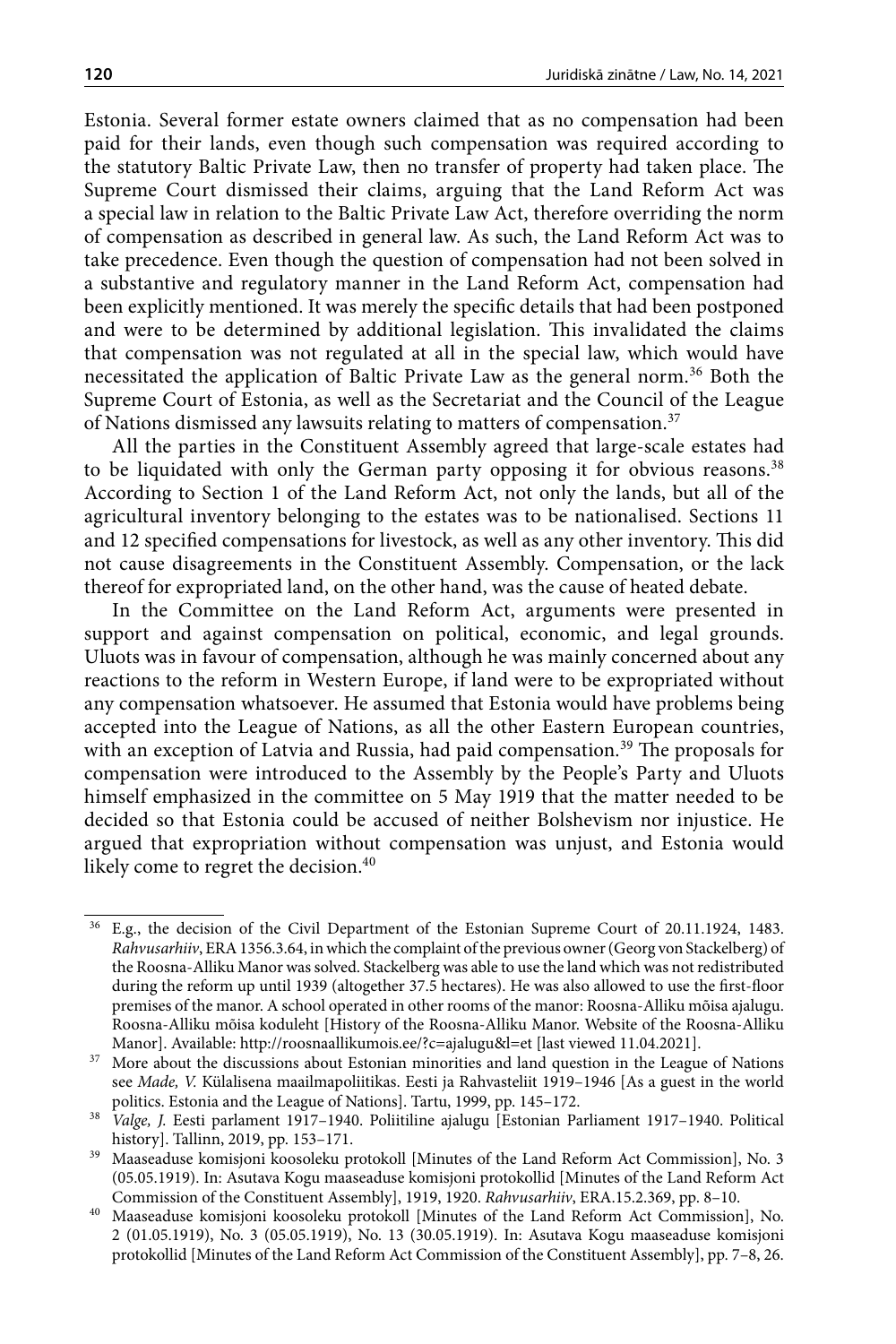Estonia. Several former estate owners claimed that as no compensation had been paid for their lands, even though such compensation was required according to the statutory Baltic Private Law, then no transfer of property had taken place. The Supreme Court dismissed their claims, arguing that the Land Reform Act was a special law in relation to the Baltic Private Law Act, therefore overriding the norm of compensation as described in general law. As such, the Land Reform Act was to take precedence. Even though the question of compensation had not been solved in a substantive and regulatory manner in the Land Reform Act, compensation had been explicitly mentioned. It was merely the specific details that had been postponed and were to be determined by additional legislation. This invalidated the claims that compensation was not regulated at all in the special law, which would have necessitated the application of Baltic Private Law as the general norm.[36] Both the Supreme Court of Estonia, as well as the Secretariat and the Council of the League of Nations dismissed any lawsuits relating to matters of compensation.[37]

All the parties in the Constituent Assembly agreed that large-scale estates had to be liquidated with only the German party opposing it for obvious reasons.[38] According to Section 1 of the Land Reform Act, not only the lands, but all of the agricultural inventory belonging to the estates was to be nationalised. Sections 11 and 12 specified compensations for livestock, as well as any other inventory. This did not cause disagreements in the Constituent Assembly. Compensation, or the lack thereof for expropriated land, on the other hand, was the cause of heated debate.

In the Committee on the Land Reform Act, arguments were presented in support and against compensation on political, economic, and legal grounds. Uluots was in favour of compensation, although he was mainly concerned about any reactions to the reform in Western Europe, if land were to be expropriated without any compensation whatsoever. He assumed that Estonia would have problems being accepted into the League of Nations, as all the other Eastern European countries, with an exception of Latvia and Russia, had paid compensation.[39] The proposals for compensation were introduced to the Assembly by the People's Party and Uluots himself emphasized in the committee on 5 May 1919 that the matter needed to be decided so that Estonia could be accused of neither Bolshevism nor injustice. He argued that expropriation without compensation was unjust, and Estonia would likely come to regret the decision.[40]

---

[36] E.g., the decision of the Civil Department of the Estonian Supreme Court of 20.11.1924, 1483. *Rahvusarhiiv*, ERA 1356.3.64, in which the complaint of the previous owner (Georg von Stackelberg) of the Roosna-Alliku Manor was solved. Stackelberg was able to use the land which was not redistributed during the reform up until 1939 (altogether 37.5 hectares). He was also allowed to use the first-floor premises of the manor. A school operated in other rooms of the manor: Roosna-Alliku mõisa ajalugu. Roosna-Alliku mõisa koduleht [History of the Roosna-Alliku Manor. Website of the Roosna-Alliku Manor]. Available: http://roosnaallikumois.ee/?c=ajalugu&l=et [last viewed 11.04.2021].

[37] More about the discussions about Estonian minorities and land question in the League of Nations see *Made, V.* Külalisena maailmapoliitikas. Eesti ja Rahvasteliit 1919–1946 [As a guest in the world politics. Estonia and the League of Nations]. Tartu, 1999, pp. 145–172.

[38] *Valge, J.* Eesti parlament 1917–1940. Poliitiline ajalugu [Estonian Parliament 1917–1940. Political history]. Tallinn, 2019, pp. 153–171.

[39] Maaseaduse komisjoni koosoleku protokoll [Minutes of the Land Reform Act Commission], No. 3 (05.05.1919). In: Asutava Kogu maaseaduse komisjoni protokollid [Minutes of the Land Reform Act Commission of the Constituent Assembly], 1919, 1920. *Rahvusarhiiv*, ERA.15.2.369, pp. 8–10.

[40] Maaseaduse komisjoni koosoleku protokoll [Minutes of the Land Reform Act Commission], No. 2 (01.05.1919), No. 3 (05.05.1919), No. 13 (30.05.1919). In: Asutava Kogu maaseaduse komisjoni protokollid [Minutes of the Land Reform Act Commission of the Constituent Assembly], pp. 7–8, 26.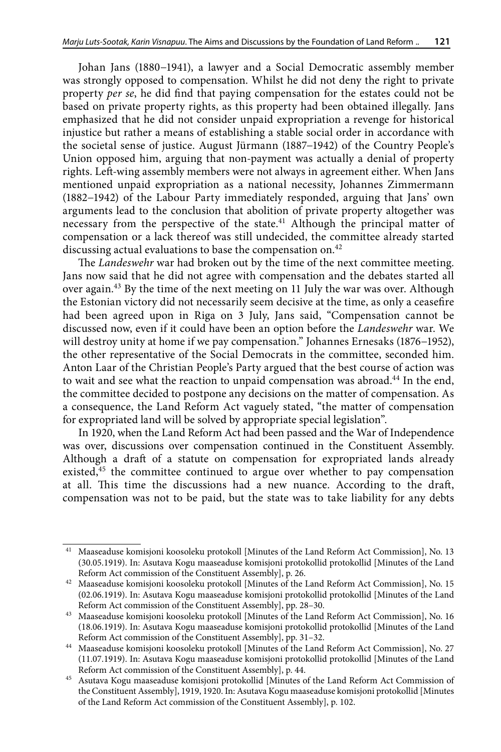Johan Jans (1880–1941), a lawyer and a Social Democratic assembly member was strongly opposed to compensation. Whilst he did not deny the right to private property *per se*, he did find that paying compensation for the estates could not be based on private property rights, as this property had been obtained illegally. Jans emphasized that he did not consider unpaid expropriation a revenge for historical injustice but rather a means of establishing a stable social order in accordance with the societal sense of justice. August Jürmann (1887–1942) of the Country People's Union opposed him, arguing that non-payment was actually a denial of property rights. Left-wing assembly members were not always in agreement either. When Jans mentioned unpaid expropriation as a national necessity, Johannes Zimmermann (1882–1942) of the Labour Party immediately responded, arguing that Jans' own arguments lead to the conclusion that abolition of private property altogether was necessary from the perspective of the state.[41] Although the principal matter of compensation or a lack thereof was still undecided, the committee already started discussing actual evaluations to base the compensation on.[42]

The *Landeswehr* war had broken out by the time of the next committee meeting. Jans now said that he did not agree with compensation and the debates started all over again.[43] By the time of the next meeting on 11 July the war was over. Although the Estonian victory did not necessarily seem decisive at the time, as only a ceasefire had been agreed upon in Riga on 3 July, Jans said, "Compensation cannot be discussed now, even if it could have been an option before the *Landeswehr* war. We will destroy unity at home if we pay compensation." Johannes Ernesaks (1876–1952), the other representative of the Social Democrats in the committee, seconded him. Anton Laar of the Christian People's Party argued that the best course of action was to wait and see what the reaction to unpaid compensation was abroad.[44] In the end, the committee decided to postpone any decisions on the matter of compensation. As a consequence, the Land Reform Act vaguely stated, "the matter of compensation for expropriated land will be solved by appropriate special legislation".

In 1920, when the Land Reform Act had been passed and the War of Independence was over, discussions over compensation continued in the Constituent Assembly. Although a draft of a statute on compensation for expropriated lands already existed,[45] the committee continued to argue over whether to pay compensation at all. This time the discussions had a new nuance. According to the draft, compensation was not to be paid, but the state was to take liability for any debts

---

[41] Maaseaduse komisjoni koosoleku protokoll [Minutes of the Land Reform Act Commission], No. 13 (30.05.1919). In: Asutava Kogu maaseaduse komisjoni protokollid protokollid [Minutes of the Land Reform Act commission of the Constituent Assembly], p. 26.

[42] Maaseaduse komisjoni koosoleku protokoll [Minutes of the Land Reform Act Commission], No. 15 (02.06.1919). In: Asutava Kogu maaseaduse komisjoni protokollid protokollid [Minutes of the Land Reform Act commission of the Constituent Assembly], pp. 28–30.

[43] Maaseaduse komisjoni koosoleku protokoll [Minutes of the Land Reform Act Commission], No. 16 (18.06.1919). In: Asutava Kogu maaseaduse komisjoni protokollid protokollid [Minutes of the Land Reform Act commission of the Constituent Assembly], pp. 31–32.

[44] Maaseaduse komisjoni koosoleku protokoll [Minutes of the Land Reform Act Commission], No. 27 (11.07.1919). In: Asutava Kogu maaseaduse komisjoni protokollid protokollid [Minutes of the Land Reform Act commission of the Constituent Assembly], p. 44.

[45] Asutava Kogu maaseaduse komisjoni protokollid [Minutes of the Land Reform Act Commission of the Constituent Assembly], 1919, 1920. In: Asutava Kogu maaseaduse komisjoni protokollid [Minutes of the Land Reform Act commission of the Constituent Assembly], p. 102.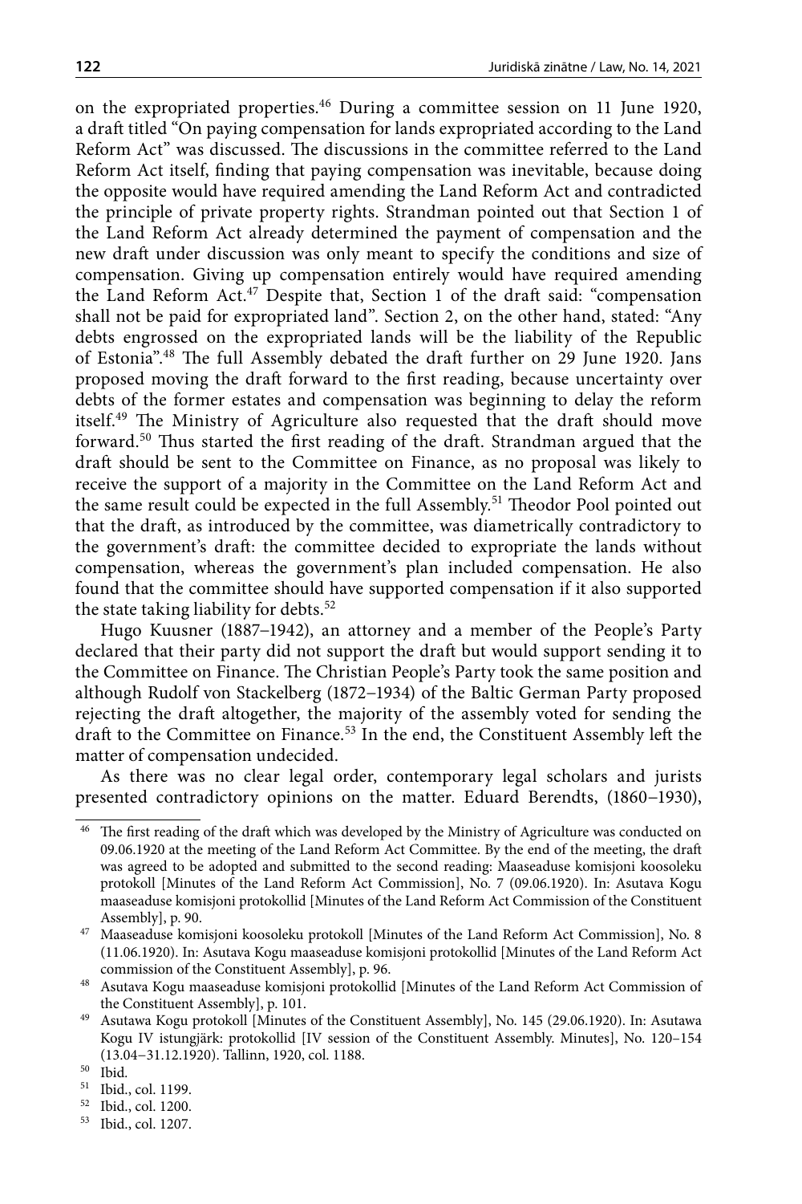on the expropriated properties.[46] During a committee session on 11 June 1920, a draft titled "On paying compensation for lands expropriated according to the Land Reform Act" was discussed. The discussions in the committee referred to the Land Reform Act itself, finding that paying compensation was inevitable, because doing the opposite would have required amending the Land Reform Act and contradicted the principle of private property rights. Strandman pointed out that Section 1 of the Land Reform Act already determined the payment of compensation and the new draft under discussion was only meant to specify the conditions and size of compensation. Giving up compensation entirely would have required amending the Land Reform Act.[47] Despite that, Section 1 of the draft said: "compensation shall not be paid for expropriated land". Section 2, on the other hand, stated: "Any debts engrossed on the expropriated lands will be the liability of the Republic of Estonia".[48] The full Assembly debated the draft further on 29 June 1920. Jans proposed moving the draft forward to the first reading, because uncertainty over debts of the former estates and compensation was beginning to delay the reform itself.[49] The Ministry of Agriculture also requested that the draft should move forward.[50] Thus started the first reading of the draft. Strandman argued that the draft should be sent to the Committee on Finance, as no proposal was likely to receive the support of a majority in the Committee on the Land Reform Act and the same result could be expected in the full Assembly.[51] Theodor Pool pointed out that the draft, as introduced by the committee, was diametrically contradictory to the government's draft: the committee decided to expropriate the lands without compensation, whereas the government's plan included compensation. He also found that the committee should have supported compensation if it also supported the state taking liability for debts.[52]

Hugo Kuusner (1887–1942), an attorney and a member of the People's Party declared that their party did not support the draft but would support sending it to the Committee on Finance. The Christian People's Party took the same position and although Rudolf von Stackelberg (1872–1934) of the Baltic German Party proposed rejecting the draft altogether, the majority of the assembly voted for sending the draft to the Committee on Finance.[53] In the end, the Constituent Assembly left the matter of compensation undecided.

As there was no clear legal order, contemporary legal scholars and jurists presented contradictory opinions on the matter. Eduard Berendts, (1860–1930),

---

[46] The first reading of the draft which was developed by the Ministry of Agriculture was conducted on 09.06.1920 at the meeting of the Land Reform Act Committee. By the end of the meeting, the draft was agreed to be adopted and submitted to the second reading: Maaseaduse komisjoni koosoleku protokoll [Minutes of the Land Reform Act Commission], No. 7 (09.06.1920). In: Asutava Kogu maaseaduse komisjoni protokollid [Minutes of the Land Reform Act Commission of the Constituent Assembly], p. 90.

[47] Maaseaduse komisjoni koosoleku protokoll [Minutes of the Land Reform Act Commission], No. 8 (11.06.1920). In: Asutava Kogu maaseaduse komisjoni protokollid [Minutes of the Land Reform Act commission of the Constituent Assembly], p. 96.

[48] Asutava Kogu maaseaduse komisjoni protokollid [Minutes of the Land Reform Act Commission of the Constituent Assembly], p. 101.

[49] Asutawa Kogu protokoll [Minutes of the Constituent Assembly], No. 145 (29.06.1920). In: Asutawa Kogu IV istungjärk: protokollid [IV session of the Constituent Assembly. Minutes], No. 120–154 (13.04–31.12.1920). Tallinn, 1920, col. 1188.

[50] Ibid.

[51] Ibid., col. 1199.

[52] Ibid., col. 1200.

[53] Ibid., col. 1207.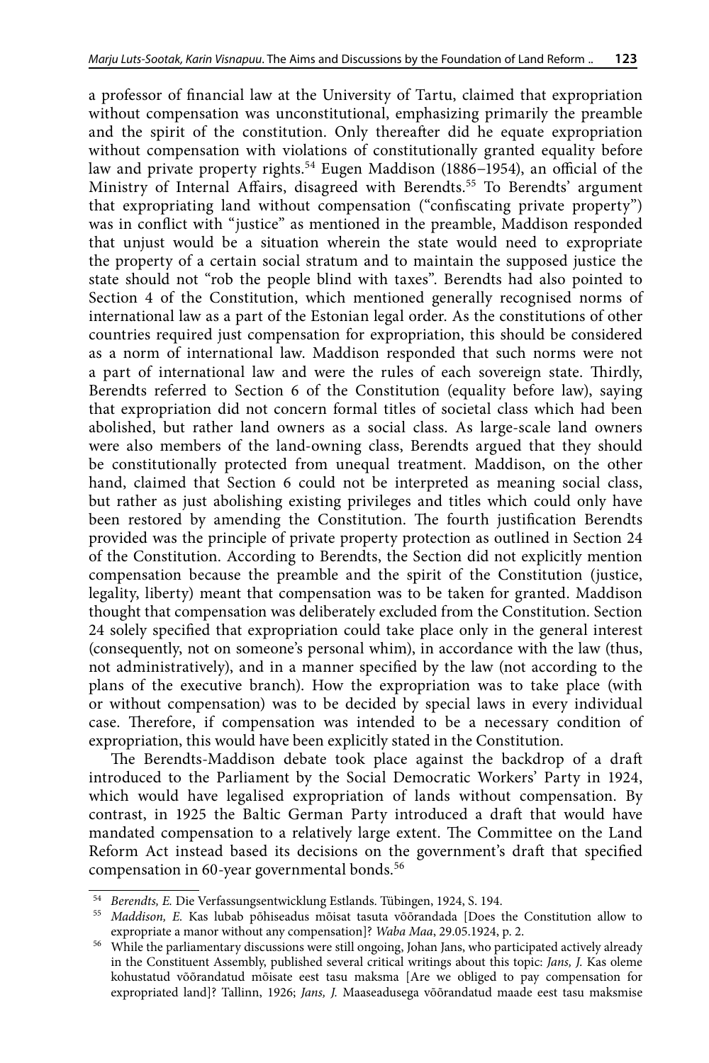a professor of financial law at the University of Tartu, claimed that expropriation without compensation was unconstitutional, emphasizing primarily the preamble and the spirit of the constitution. Only thereafter did he equate expropriation without compensation with violations of constitutionally granted equality before law and private property rights.[54] Eugen Maddison (1886–1954), an official of the Ministry of Internal Affairs, disagreed with Berendts.[55] To Berendts' argument that expropriating land without compensation ("confiscating private property") was in conflict with "justice" as mentioned in the preamble, Maddison responded that unjust would be a situation wherein the state would need to expropriate the property of a certain social stratum and to maintain the supposed justice the state should not "rob the people blind with taxes". Berendts had also pointed to Section 4 of the Constitution, which mentioned generally recognised norms of international law as a part of the Estonian legal order. As the constitutions of other countries required just compensation for expropriation, this should be considered as a norm of international law. Maddison responded that such norms were not a part of international law and were the rules of each sovereign state. Thirdly, Berendts referred to Section 6 of the Constitution (equality before law), saying that expropriation did not concern formal titles of societal class which had been abolished, but rather land owners as a social class. As large-scale land owners were also members of the land-owning class, Berendts argued that they should be constitutionally protected from unequal treatment. Maddison, on the other hand, claimed that Section 6 could not be interpreted as meaning social class, but rather as just abolishing existing privileges and titles which could only have been restored by amending the Constitution. The fourth justification Berendts provided was the principle of private property protection as outlined in Section 24 of the Constitution. According to Berendts, the Section did not explicitly mention compensation because the preamble and the spirit of the Constitution (justice, legality, liberty) meant that compensation was to be taken for granted. Maddison thought that compensation was deliberately excluded from the Constitution. Section 24 solely specified that expropriation could take place only in the general interest (consequently, not on someone's personal whim), in accordance with the law (thus, not administratively), and in a manner specified by the law (not according to the plans of the executive branch). How the expropriation was to take place (with or without compensation) was to be decided by special laws in every individual case. Therefore, if compensation was intended to be a necessary condition of expropriation, this would have been explicitly stated in the Constitution.

The Berendts-Maddison debate took place against the backdrop of a draft introduced to the Parliament by the Social Democratic Workers' Party in 1924, which would have legalised expropriation of lands without compensation. By contrast, in 1925 the Baltic German Party introduced a draft that would have mandated compensation to a relatively large extent. The Committee on the Land Reform Act instead based its decisions on the government's draft that specified compensation in 60-year governmental bonds.[56]

---

[54] *Berendts, E.* Die Verfassungsentwicklung Estlands. Tübingen, 1924, S. 194.

[55] *Maddison, E.* Kas lubab põhiseadus mõisat tasuta võõrandada [Does the Constitution allow to expropriate a manor without any compensation]? *Waba Maa*, 29.05.1924, p. 2.

[56] While the parliamentary discussions were still ongoing, Johan Jans, who participated actively already in the Constituent Assembly, published several critical writings about this topic: *Jans, J.* Kas oleme kohustatud võõrandatud mõisate eest tasu maksma [Are we obliged to pay compensation for expropriated land]? Tallinn, 1926; *Jans, J.* Maaseadusega võõrandatud maade eest tasu maksmise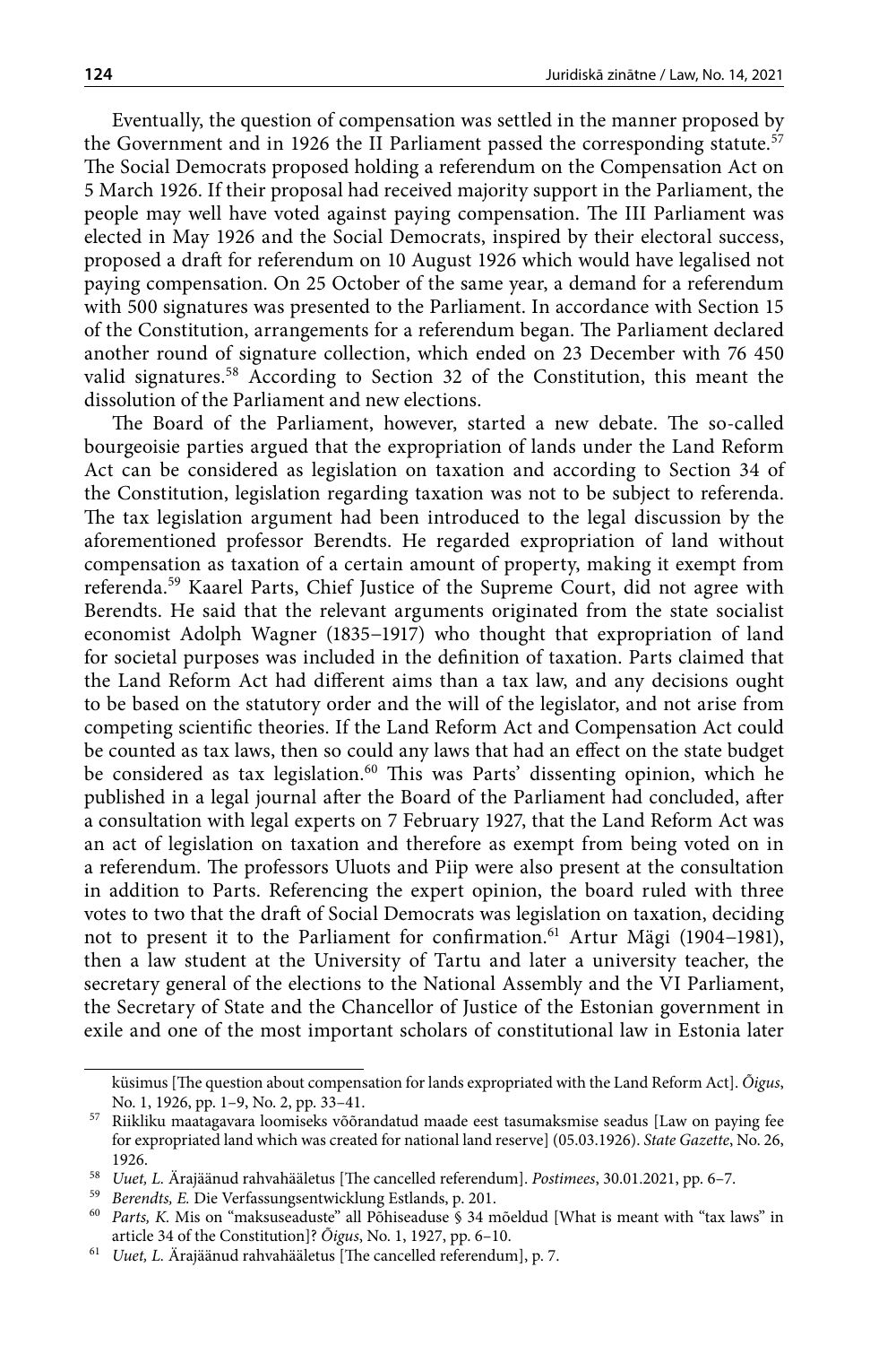Eventually, the question of compensation was settled in the manner proposed by the Government and in 1926 the II Parliament passed the corresponding statute.[57] The Social Democrats proposed holding a referendum on the Compensation Act on 5 March 1926. If their proposal had received majority support in the Parliament, the people may well have voted against paying compensation. The III Parliament was elected in May 1926 and the Social Democrats, inspired by their electoral success, proposed a draft for referendum on 10 August 1926 which would have legalised not paying compensation. On 25 October of the same year, a demand for a referendum with 500 signatures was presented to the Parliament. In accordance with Section 15 of the Constitution, arrangements for a referendum began. The Parliament declared another round of signature collection, which ended on 23 December with 76 450 valid signatures.[58] According to Section 32 of the Constitution, this meant the dissolution of the Parliament and new elections.

The Board of the Parliament, however, started a new debate. The so-called bourgeoisie parties argued that the expropriation of lands under the Land Reform Act can be considered as legislation on taxation and according to Section 34 of the Constitution, legislation regarding taxation was not to be subject to referenda. The tax legislation argument had been introduced to the legal discussion by the aforementioned professor Berendts. He regarded expropriation of land without compensation as taxation of a certain amount of property, making it exempt from referenda.[59] Kaarel Parts, Chief Justice of the Supreme Court, did not agree with Berendts. He said that the relevant arguments originated from the state socialist economist Adolph Wagner (1835–1917) who thought that expropriation of land for societal purposes was included in the definition of taxation. Parts claimed that the Land Reform Act had different aims than a tax law, and any decisions ought to be based on the statutory order and the will of the legislator, and not arise from competing scientific theories. If the Land Reform Act and Compensation Act could be counted as tax laws, then so could any laws that had an effect on the state budget be considered as tax legislation.[60] This was Parts' dissenting opinion, which he published in a legal journal after the Board of the Parliament had concluded, after a consultation with legal experts on 7 February 1927, that the Land Reform Act was an act of legislation on taxation and therefore as exempt from being voted on in a referendum. The professors Uluots and Piip were also present at the consultation in addition to Parts. Referencing the expert opinion, the board ruled with three votes to two that the draft of Social Democrats was legislation on taxation, deciding not to present it to the Parliament for confirmation.[61] Artur Mägi (1904–1981), then a law student at the University of Tartu and later a university teacher, the secretary general of the elections to the National Assembly and the VI Parliament, the Secretary of State and the Chancellor of Justice of the Estonian government in exile and one of the most important scholars of constitutional law in Estonia later

küsimus [The question about compensation for lands expropriated with the Land Reform Act]. *Õigus*, No. 1, 1926, pp. 1–9, No. 2, pp. 33–41.

[57] Riikliku maatagavara loomiseks võõrandatud maade eest tasumaksmise seadus [Law on paying fee for expropriated land which was created for national land reserve] (05.03.1926). *State Gazette*, No. 26, 1926.

[58] *Uuet, L.* Ärajäänud rahvahääletus [The cancelled referendum]. *Postimees*, 30.01.2021, pp. 6–7.

[59] *Berendts, E.* Die Verfassungsentwicklung Estlands, p. 201.

[60] *Parts, K.* Mis on "maksuseaduste" all Põhiseaduse § 34 mõeldud [What is meant with "tax laws" in article 34 of the Constitution]? *Õigus*, No. 1, 1927, pp. 6–10.

[61] *Uuet, L.* Ärajäänud rahvahääletus [The cancelled referendum], p. 7.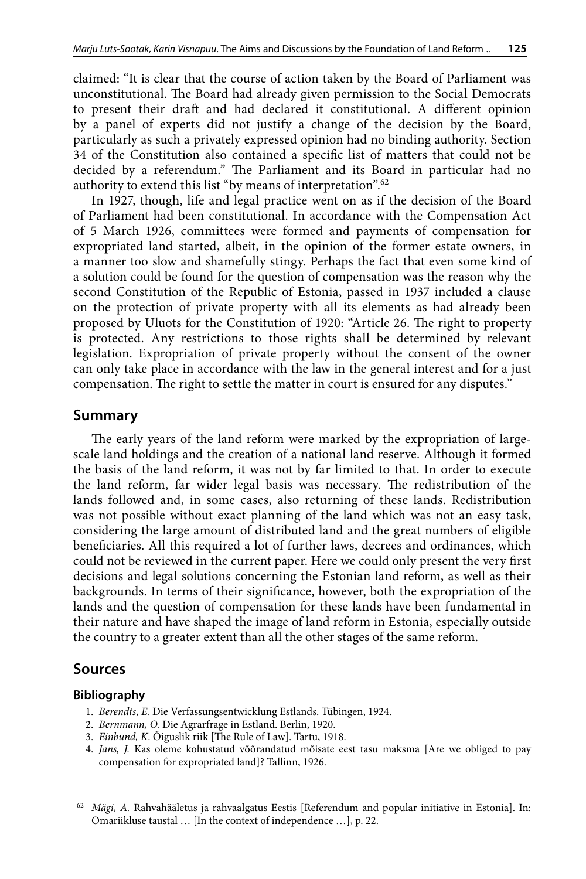claimed: "It is clear that the course of action taken by the Board of Parliament was unconstitutional. The Board had already given permission to the Social Democrats to present their draft and had declared it constitutional. A different opinion by a panel of experts did not justify a change of the decision by the Board, particularly as such a privately expressed opinion had no binding authority. Section 34 of the Constitution also contained a specific list of matters that could not be decided by a referendum." The Parliament and its Board in particular had no authority to extend this list "by means of interpretation".[62]

In 1927, though, life and legal practice went on as if the decision of the Board of Parliament had been constitutional. In accordance with the Compensation Act of 5 March 1926, committees were formed and payments of compensation for expropriated land started, albeit, in the opinion of the former estate owners, in a manner too slow and shamefully stingy. Perhaps the fact that even some kind of a solution could be found for the question of compensation was the reason why the second Constitution of the Republic of Estonia, passed in 1937 included a clause on the protection of private property with all its elements as had already been proposed by Uluots for the Constitution of 1920: "Article 26. The right to property is protected. Any restrictions to those rights shall be determined by relevant legislation. Expropriation of private property without the consent of the owner can only take place in accordance with the law in the general interest and for a just compensation. The right to settle the matter in court is ensured for any disputes."

## Summary

The early years of the land reform were marked by the expropriation of large-scale land holdings and the creation of a national land reserve. Although it formed the basis of the land reform, it was not by far limited to that. In order to execute the land reform, far wider legal basis was necessary. The redistribution of the lands followed and, in some cases, also returning of these lands. Redistribution was not possible without exact planning of the land which was not an easy task, considering the large amount of distributed land and the great numbers of eligible beneficiaries. All this required a lot of further laws, decrees and ordinances, which could not be reviewed in the current paper. Here we could only present the very first decisions and legal solutions concerning the Estonian land reform, as well as their backgrounds. In terms of their significance, however, both the expropriation of the lands and the question of compensation for these lands have been fundamental in their nature and have shaped the image of land reform in Estonia, especially outside the country to a greater extent than all the other stages of the same reform.

## Sources

### Bibliography

1. *Berendts, E.* Die Verfassungsentwicklung Estlands. Tübingen, 1924.
2. *Bernmann, O.* Die Agrarfrage in Estland. Berlin, 1920.
3. *Einbund, K.* Õiguslik riik [The Rule of Law]. Tartu, 1918.
4. *Jans, J.* Kas oleme kohustatud võõrandatud mõisate eest tasu maksma [Are we obliged to pay compensation for expropriated land]? Tallinn, 1926.

[62] *Mägi, A.* Rahvahääletus ja rahvaalgatus Eestis [Referendum and popular initiative in Estonia]. In: Omariikluse taustal … [In the context of independence …], p. 22.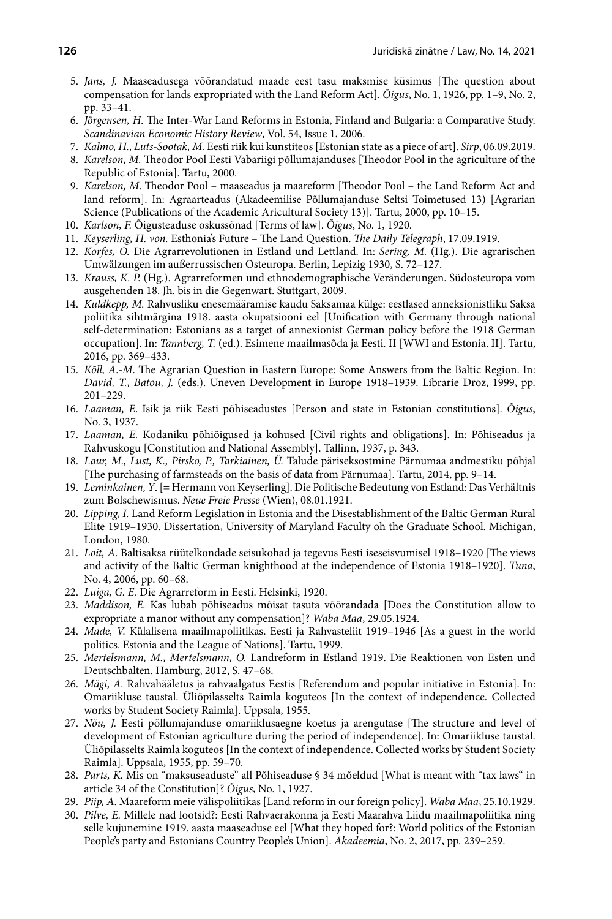5. *Jans, J.* Maaseadusega võõrandatud maade eest tasu maksmise küsimus [The question about compensation for lands expropriated with the Land Reform Act]. *Õigus*, No. 1, 1926, pp. 1–9, No. 2, pp. 33–41.
6. *Jörgensen, H.* The Inter-War Land Reforms in Estonia, Finland and Bulgaria: a Comparative Study. *Scandinavian Economic History Review*, Vol. 54, Issue 1, 2006.
7. *Kalmo, H., Luts-Sootak, M.* Eesti riik kui kunstiteos [Estonian state as a piece of art]. *Sirp*, 06.09.2019.
8. *Karelson, M.* Theodor Pool Eesti Vabariigi põllumajanduses [Theodor Pool in the agriculture of the Republic of Estonia]. Tartu, 2000.
9. *Karelson, M*. Theodor Pool – maaseadus ja maareform [Theodor Pool – the Land Reform Act and land reform]. In: Agraarteadus (Akadeemilise Põllumajanduse Seltsi Toimetused 13) [Agrarian Science (Publications of the Academic Aricultural Society 13)]. Tartu, 2000, pp. 10–15.
10. *Karlson, F.* Õigusteaduse oskussõnad [Terms of law]. *Õigus*, No. 1, 1920.
11. *Keyserling, H. von.* Esthonia's Future – The Land Question. *The Daily Telegraph*, 17.09.1919.
12. *Korfes, O.* Die Agrarrevolutionen in Estland und Lettland. In: *Sering, M*. (Hg.). Die agrarischen Umwälzungen im außerrussischen Osteuropa. Berlin, Lepizig 1930, S. 72–127.
13. *Krauss, K. P.* (Hg.). Agrarreformen und ethnodemographische Veränderungen. Südosteuropa vom ausgehenden 18. Jh. bis in die Gegenwart. Stuttgart, 2009.
14. *Kuldkepp, M.* Rahvusliku enesemääramise kaudu Saksamaa külge: eestlased anneksionistliku Saksa poliitika sihtmärgina 1918. aasta okupatsiooni eel [Unification with Germany through national self-determination: Estonians as a target of annexionist German policy before the 1918 German occupation]. In: *Tannberg, T.* (ed.). Esimene maailmasõda ja Eesti. II [WWI and Estonia. II]. Tartu, 2016, pp. 369–433.
15. *Kõll, A.-M*. The Agrarian Question in Eastern Europe: Some Answers from the Baltic Region. In: *David, T., Batou, J.* (eds.). Uneven Development in Europe 1918–1939. Librarie Droz, 1999, pp. 201–229.
16. *Laaman, E*. Isik ja riik Eesti põhiseadustes [Person and state in Estonian constitutions]. *Õigus*, No. 3, 1937.
17. *Laaman, E.* Kodaniku põhiõigused ja kohused [Civil rights and obligations]. In: Põhiseadus ja Rahvuskogu [Constitution and National Assembly]. Tallinn, 1937, p. 343.
18. *Laur, M., Lust, K., Pirsko, P., Tarkiainen, Ü.* Talude päriseksostmine Pärnumaa andmestiku põhjal [The purchasing of farmsteads on the basis of data from Pärnumaa]. Tartu, 2014, pp. 9–14.
19. *Leminkainen, Y*. [= Hermann von Keyserling]. Die Politische Bedeutung von Estland: Das Verhältnis zum Bolschewismus. *Neue Freie Presse* (Wien), 08.01.1921.
20. *Lipping, I.* Land Reform Legislation in Estonia and the Disestablishment of the Baltic German Rural Elite 1919–1930. Dissertation, University of Maryland Faculty oh the Graduate School. Michigan, London, 1980.
21. *Loit, A*. Baltisaksa rüütelkondade seisukohad ja tegevus Eesti iseseisvumisel 1918–1920 [The views and activity of the Baltic German knighthood at the independence of Estonia 1918–1920]. *Tuna*, No. 4, 2006, pp. 60–68.
22. *Luiga, G. E.* Die Agrarreform in Eesti. Helsinki, 1920.
23. *Maddison, E.* Kas lubab põhiseadus mõisat tasuta võõrandada [Does the Constitution allow to expropriate a manor without any compensation]? *Waba Maa*, 29.05.1924.
24. *Made, V.* Külalisena maailmapoliitikas. Eesti ja Rahvasteliit 1919–1946 [As a guest in the world politics. Estonia and the League of Nations]. Tartu, 1999.
25. *Mertelsmann, M., Mertelsmann, O.* Landreform in Estland 1919. Die Reaktionen von Esten und Deutschbalten. Hamburg, 2012, S. 47–68.
26. *Mägi, A.* Rahvahääletus ja rahvaalgatus Eestis [Referendum and popular initiative in Estonia]. In: Omariikluse taustal. Üliõpilasselts Raimla koguteos [In the context of independence. Collected works by Student Society Raimla]. Uppsala, 1955.
27. *Nõu, J.* Eesti põllumajanduse omariiklusaegne koetus ja arengutase [The structure and level of development of Estonian agriculture during the period of independence]. In: Omariikluse taustal. Üliõpilasselts Raimla koguteos [In the context of independence. Collected works by Student Society Raimla]. Uppsala, 1955, pp. 59–70.
28. *Parts, K.* Mis on "maksuseaduste" all Põhiseaduse § 34 mõeldud [What is meant with "tax laws" in article 34 of the Constitution]? *Õigus*, No. 1, 1927.
29. *Piip, A*. Maareform meie välispoliitikas [Land reform in our foreign policy]. *Waba Maa*, 25.10.1929.
30. *Pilve, E.* Millele nad lootsid?: Eesti Rahvaerakonna ja Eesti Maarahva Liidu maailmapoliitika ning selle kujunemine 1919. aasta maaseaduse eel [What they hoped for?: World politics of the Estonian People's party and Estonians Country People's Union]. *Akadeemia*, No. 2, 2017, pp. 239–259.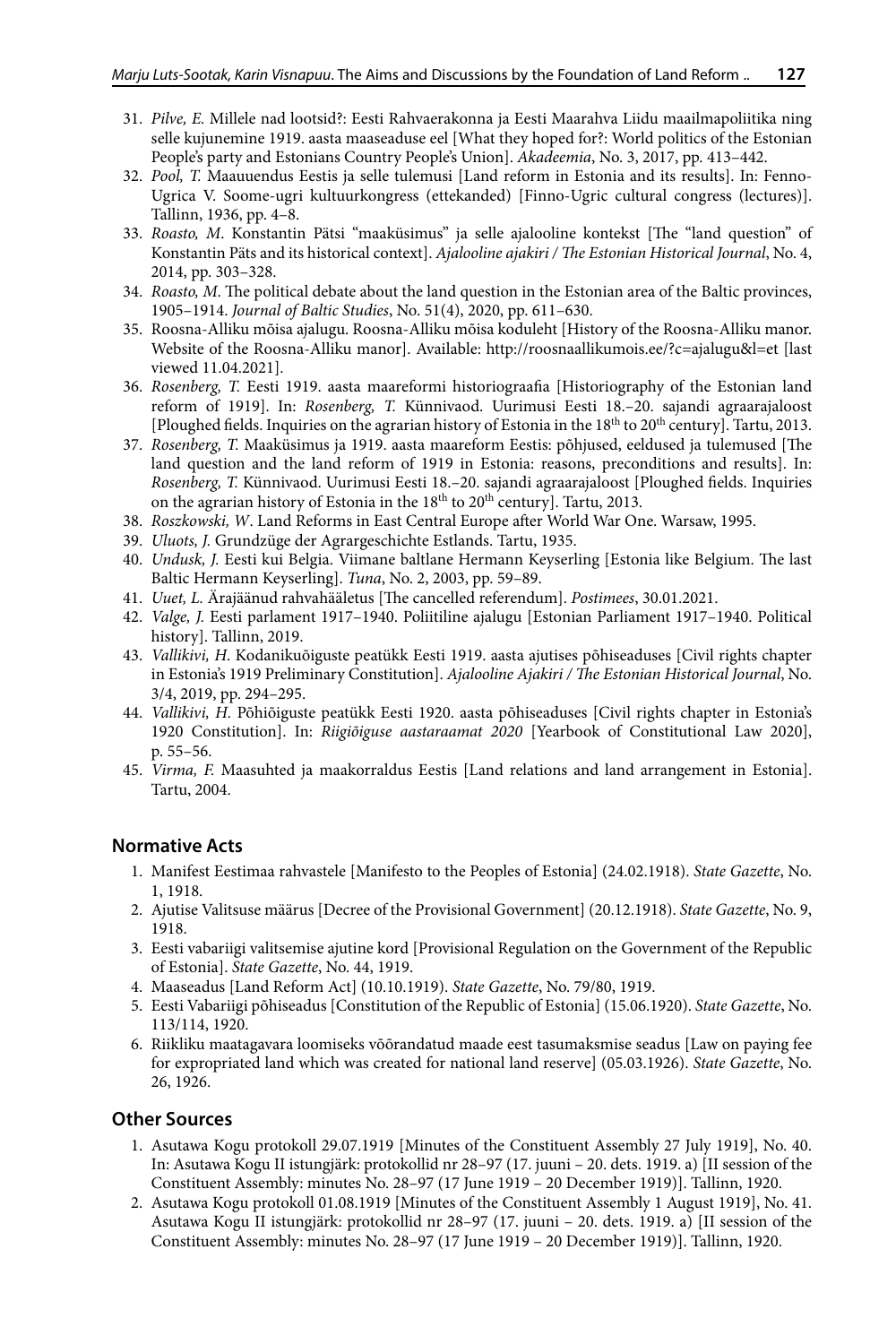31. *Pilve, E.* Millele nad lootsid?: Eesti Rahvaerakonna ja Eesti Maarahva Liidu maailmapoliitika ning selle kujunemine 1919. aasta maaseaduse eel [What they hoped for?: World politics of the Estonian People's party and Estonians Country People's Union]. *Akadeemia*, No. 3, 2017, pp. 413–442.
32. *Pool, T.* Maauuendus Eestis ja selle tulemusi [Land reform in Estonia and its results]. In: Fenno-Ugrica V. Soome-ugri kultuurkongress (ettekanded) [Finno-Ugric cultural congress (lectures)]. Tallinn, 1936, pp. 4–8.
33. *Roasto, M*. Konstantin Pätsi "maaküsimus" ja selle ajallooline kontekst [The "land question" of Konstantin Päts and its historical context]. *Ajalooline ajakiri / The Estonian Historical Journal*, No. 4, 2014, pp. 303–328.
34. *Roasto, M*. The political debate about the land question in the Estonian area of the Baltic provinces, 1905–1914. *Journal of Baltic Studies*, No. 51(4), 2020, pp. 611–630.
35. Roosna-Alliku mõisa ajalugu. Roosna-Alliku mõisa koduleht [History of the Roosna-Alliku manor. Website of the Roosna-Alliku manor]. Available: http://roosnaallikumois.ee/?c=ajalugu&l=et [last viewed 11.04.2021].
36. *Rosenberg, T.* Eesti 1919. aasta maareformi historiograafia [Historiography of the Estonian land reform of 1919]. In: *Rosenberg, T.* Künnivaod. Uurimusi Eesti 18.–20. sajandi agraarajaloost [Ploughed fields. Inquiries on the agrarian history of Estonia in the 18th to 20th century]. Tartu, 2013.
37. *Rosenberg, T.* Maaküsimus ja 1919. aasta maareform Eestis: põhjused, eeldused ja tulemused [The land question and the land reform of 1919 in Estonia: reasons, preconditions and results]. In: *Rosenberg, T.* Künnivaod. Uurimusi Eesti 18.–20. sajandi agraarajaloost [Ploughed fields. Inquiries on the agrarian history of Estonia in the 18th to 20th century]. Tartu, 2013.
38. *Roszkowski, W*. Land Reforms in East Central Europe after World War One. Warsaw, 1995.
39. *Uluots, J.* Grundzüge der Agrargeschichte Estlands. Tartu, 1935.
40. *Undusk, J.* Eesti kui Belgia. Viimane baltlane Hermann Keyserling [Estonia like Belgium. The last Baltic Hermann Keyserling]. *Tuna*, No. 2, 2003, pp. 59–89.
41. *Uuet, L.* Ärajäänud rahvahääletus [The cancelled referendum]. *Postimees*, 30.01.2021.
42. *Valge, J.* Eesti parlament 1917–1940. Poliitiline ajalugu [Estonian Parliament 1917–1940. Political history]. Tallinn, 2019.
43. *Vallikivi, H.* Kodanikuõiguste peatükk Eesti 1919. aasta ajutises põhiseaduses [Civil rights chapter in Estonia's 1919 Preliminary Constitution]. *Ajalooline Ajakiri / The Estonian Historical Journal*, No. 3/4, 2019, pp. 294–295.
44. *Vallikivi, H.* Põhiõiguste peatükk Eesti 1920. aasta põhiseaduses [Civil rights chapter in Estonia's 1920 Constitution]. In: *Riigiõiguse aastaraamat 2020* [Yearbook of Constitutional Law 2020], p. 55–56.
45. *Virma, F.* Maasuhted ja maakorraldus Eestis [Land relations and land arrangement in Estonia]. Tartu, 2004.

## Normative Acts

1. Manifest Eestimaa rahvastele [Manifesto to the Peoples of Estonia] (24.02.1918). *State Gazette*, No. 1, 1918.
2. Ajutise Valitsuse määrus [Decree of the Provisional Government] (20.12.1918). *State Gazette*, No. 9, 1918.
3. Eesti vabariigi valitsemise ajutine kord [Provisional Regulation on the Government of the Republic of Estonia]. *State Gazette*, No. 44, 1919.
4. Maaseadus [Land Reform Act] (10.10.1919). *State Gazette*, No. 79/80, 1919.
5. Eesti Vabariigi põhiseadus [Constitution of the Republic of Estonia] (15.06.1920). *State Gazette*, No. 113/114, 1920.
6. Riikliku maatagavara loomiseks võõrandatud maade eest tasumaksmise seadus [Law on paying fee for expropriated land which was created for national land reserve] (05.03.1926). *State Gazette*, No. 26, 1926.

## Other Sources

1. Asutawa Kogu protokoll 29.07.1919 [Minutes of the Constituent Assembly 27 July 1919], No. 40. In: Asutawa Kogu II istungjärk: protokollid nr 28–97 (17. juuni – 20. dets. 1919. a) [II session of the Constituent Assembly: minutes No. 28–97 (17 June 1919 – 20 December 1919)]. Tallinn, 1920.
2. Asutawa Kogu protokoll 01.08.1919 [Minutes of the Constituent Assembly 1 August 1919], No. 41. Asutawa Kogu II istungjärk: protokollid nr 28–97 (17. juuni – 20. dets. 1919. a) [II session of the Constituent Assembly: minutes No. 28–97 (17 June 1919 – 20 December 1919)]. Tallinn, 1920.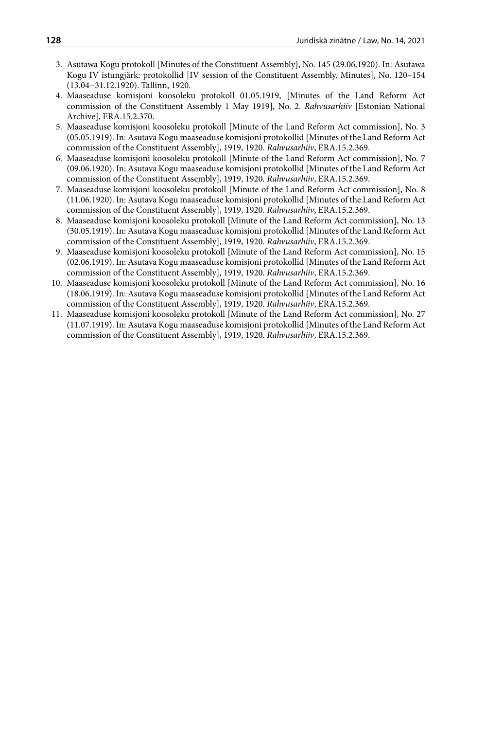3. Asutawa Kogu protokoll [Minutes of the Constituent Assembly], No. 145 (29.06.1920). In: Asutawa Kogu IV istungjärk: protokollid [IV session of the Constituent Assembly. Minutes], No. 120–154 (13.04–31.12.1920). Tallinn, 1920.
4. Maaseaduse komisjoni koosoleku protokoll 01.05.1919, [Minutes of the Land Reform Act commission of the Constituent Assembly 1 May 1919], No. 2. *Rahvusarhiiv* [Estonian National Archive], ERA.15.2.370.
5. Maaseaduse komisjoni koosoleku protokoll [Minute of the Land Reform Act commission], No. 3 (05.05.1919). In: Asutava Kogu maaseaduse komisjoni protokollid [Minutes of the Land Reform Act commission of the Constituent Assembly], 1919, 1920. *Rahvusarhiiv*, ERA.15.2.369.
6. Maaseaduse komisjoni koosoleku protokoll [Minute of the Land Reform Act commission], No. 7 (09.06.1920). In: Asutava Kogu maaseaduse komisjoni protokollid [Minutes of the Land Reform Act commission of the Constituent Assembly], 1919, 1920. *Rahvusarhiiv*, ERA.15.2.369.
7. Maaseaduse komisjoni koosoleku protokoll [Minute of the Land Reform Act commission], No. 8 (11.06.1920). In: Asutava Kogu maaseaduse komisjoni protokollid [Minutes of the Land Reform Act commission of the Constituent Assembly], 1919, 1920. *Rahvusarhiiv*, ERA.15.2.369.
8. Maaseaduse komisjoni koosoleku protokoll [Minute of the Land Reform Act commission], No. 13 (30.05.1919). In: Asutava Kogu maaseaduse komisjoni protokollid [Minutes of the Land Reform Act commission of the Constituent Assembly], 1919, 1920. *Rahvusarhiiv*, ERA.15.2.369.
9. Maaseaduse komisjoni koosoleku protokoll [Minute of the Land Reform Act commission], No. 15 (02.06.1919). In: Asutava Kogu maaseaduse komisjoni protokollid [Minutes of the Land Reform Act commission of the Constituent Assembly], 1919, 1920. *Rahvusarhiiv*, ERA.15.2.369.
10. Maaseaduse komisjoni koosoleku protokoll [Minute of the Land Reform Act commission], No. 16 (18.06.1919). In: Asutava Kogu maaseaduse komisjoni protokollid [Minutes of the Land Reform Act commission of the Constituent Assembly], 1919, 1920. *Rahvusarhiiv*, ERA.15.2.369.
11. Maaseaduse komisjoni koosoleku protokoll [Minute of the Land Reform Act commission], No. 27 (11.07.1919). In: Asutava Kogu maaseaduse komisjoni protokollid [Minutes of the Land Reform Act commission of the Constituent Assembly], 1919, 1920. *Rahvusarhiiv*, ERA.15.2.369.